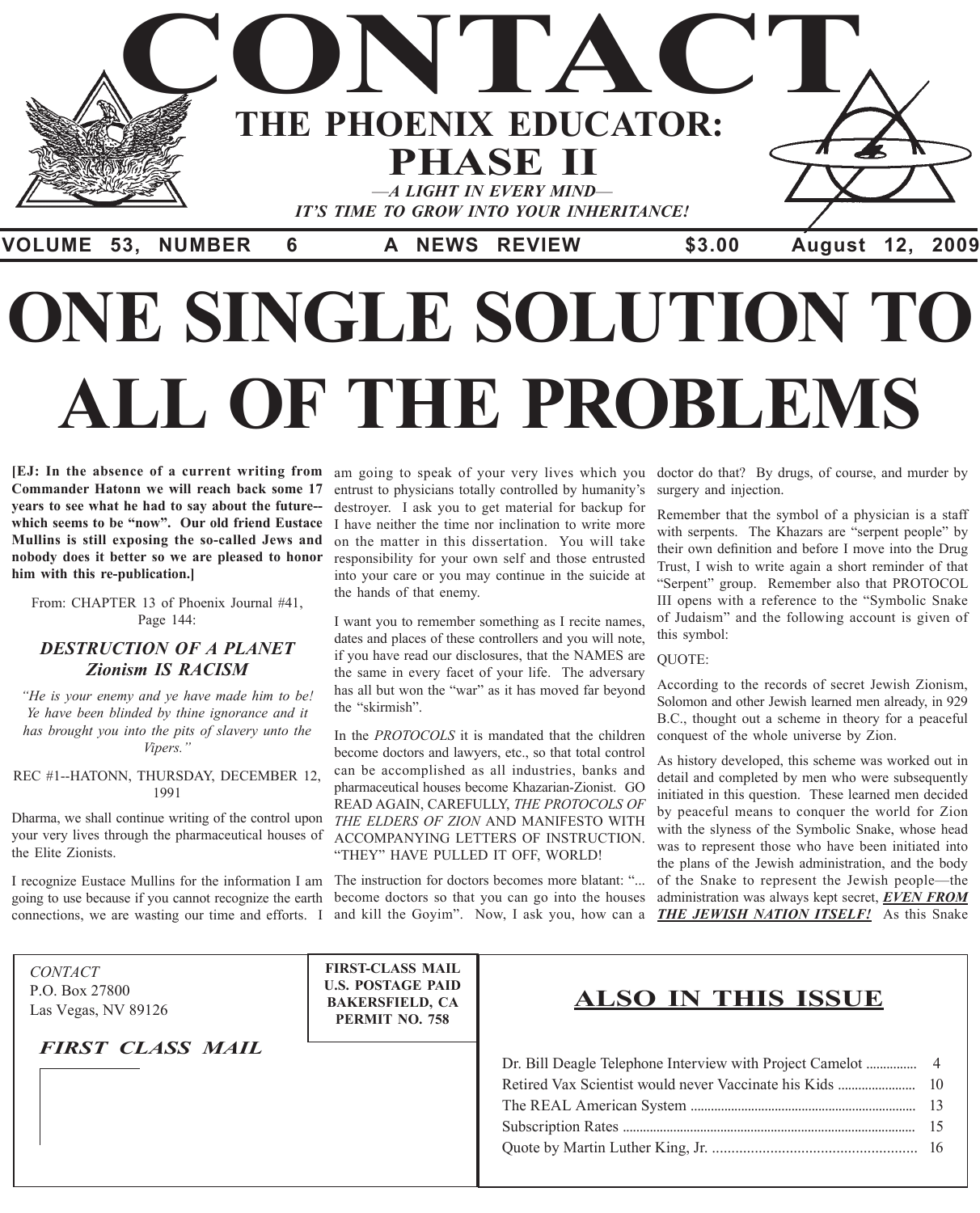# CONTACT

## THE PHOENIX EDUCATOR: PHASE II

*—A LIGHT IN EVERY MIND—*
*IT'S TIME TO GROW INTO YOUR INHERITANCE!*

**VOLUME 53, NUMBER 6 — A NEWS REVIEW — $3.00 — August 12, 2009**

# ONE SINGLE SOLUTION TO ALL OF THE PROBLEMS

**[EJ: In the absence of a current writing from Commander Hatonn we will reach back some 17 years to see what he had to say about the future--which seems to be "now". Our old friend Eustace Mullins is still exposing the so-called Jews and nobody does it better so we are pleased to honor him with this re-publication.]**

From: CHAPTER 13 of Phoenix Journal #41, Page 144:

### *DESTRUCTION OF A PLANET*
### *Zionism IS RACISM*

*"He is your enemy and ye have made him to be! Ye have been blinded by thine ignorance and it has brought you into the pits of slavery unto the Vipers."*

REC #1--HATONN, THURSDAY, DECEMBER 12, 1991

Dharma, we shall continue writing of the control upon your very lives through the pharmaceutical houses of the Elite Zionists.

I recognize Eustace Mullins for the information I am going to use because if you cannot recognize the earth connections, we are wasting our time and efforts. I am going to speak of your very lives which you entrust to physicians totally controlled by humanity's destroyer. I ask you to get material for backup for I have neither the time nor inclination to write more on the matter in this dissertation. You will take responsibility for your own self and those entrusted into your care or you may continue in the suicide at the hands of that enemy.

I want you to remember something as I recite names, dates and places of these controllers and you will note, if you have read our disclosures, that the NAMES are the same in every facet of your life. The adversary has all but won the "war" as it has moved far beyond the "skirmish".

In the *PROTOCOLS* it is mandated that the children become doctors and lawyers, etc., so that total control can be accomplished as all industries, banks and pharmaceutical houses become Khazarian-Zionist. GO READ AGAIN, CAREFULLY, *THE PROTOCOLS OF THE ELDERS OF ZION* AND MANIFESTO WITH ACCOMPANYING LETTERS OF INSTRUCTION. "THEY" HAVE PULLED IT OFF, WORLD!

The instruction for doctors becomes more blatant: "... become doctors so that you can go into the houses and kill the Goyim". Now, I ask you, how can a doctor do that? By drugs, of course, and murder by surgery and injection.

Remember that the symbol of a physician is a staff with serpents. The Khazars are "serpent people" by their own definition and before I move into the Drug Trust, I wish to write again a short reminder of that "Serpent" group. Remember also that PROTOCOL III opens with a reference to the "Symbolic Snake of Judaism" and the following account is given of this symbol:

QUOTE:

According to the records of secret Jewish Zionism, Solomon and other Jewish learned men already, in 929 B.C., thought out a scheme in theory for a peaceful conquest of the whole universe by Zion.

As history developed, this scheme was worked out in detail and completed by men who were subsequently initiated in this question. These learned men decided by peaceful means to conquer the world for Zion with the slyness of the Symbolic Snake, whose head was to represent those who have been initiated into the plans of the Jewish administration, and the body of the Snake to represent the Jewish people—the administration was always kept secret, ***EVEN FROM THE JEWISH NATION ITSELF!*** As this Snake

---

*CONTACT*
P.O. Box 27800
Las Vegas, NV 89126

***FIRST CLASS MAIL***

**FIRST-CLASS MAIL**
**U.S. POSTAGE PAID**
**BAKERSFIELD, CA**
**PERMIT NO. 758**

## ALSO IN THIS ISSUE

| | |
|---|---|
| Dr. Bill Deagle Telephone Interview with Project Camelot | 4 |
| Retired Vax Scientist would never Vaccinate his Kids | 10 |
| The REAL American System | 13 |
| Subscription Rates | 15 |
| Quote by Martin Luther King, Jr. | 16 |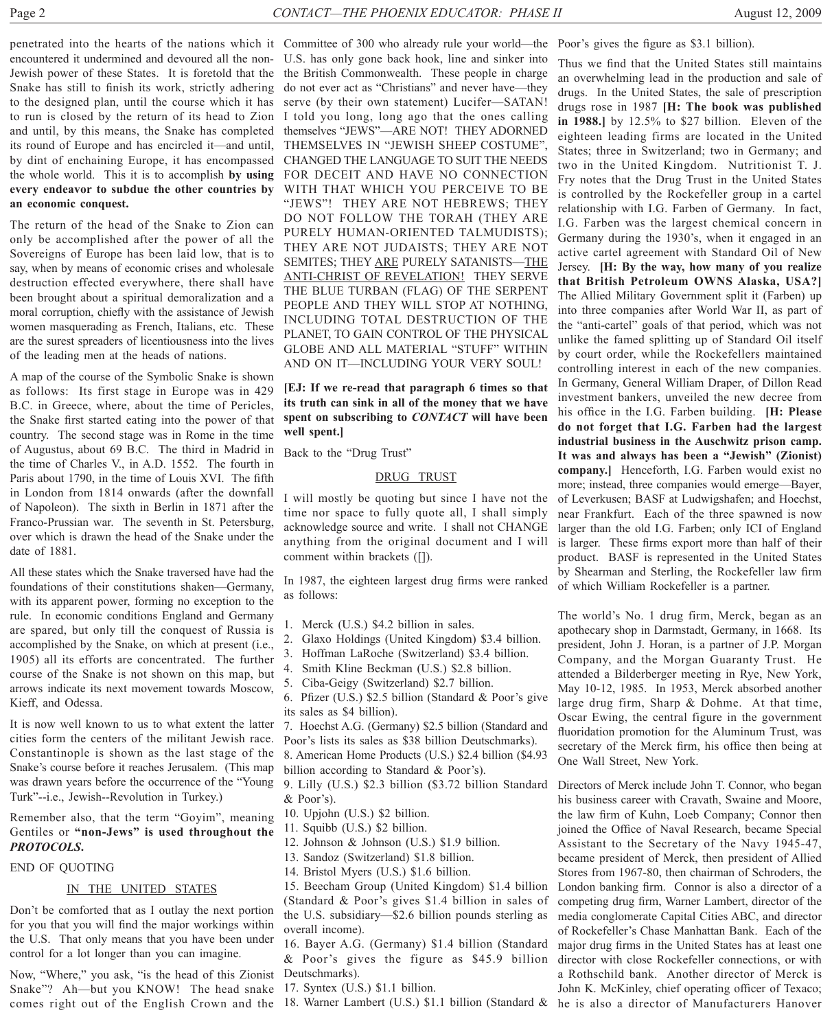penetrated into the hearts of the nations which it encountered it undermined and devoured all the non-Jewish power of these States. It is foretold that the Snake has still to finish its work, strictly adhering to the designed plan, until the course which it has to run is closed by the return of its head to Zion and until, by this means, the Snake has completed its round of Europe and has encircled it—and until, by dint of enchaining Europe, it has encompassed the whole world. This it is to accomplish **by using every endeavor to subdue the other countries by an economic conquest.**

The return of the head of the Snake to Zion can only be accomplished after the power of all the Sovereigns of Europe has been laid low, that is to say, when by means of economic crises and wholesale destruction effected everywhere, there shall have been brought about a spiritual demoralization and a moral corruption, chiefly with the assistance of Jewish women masquerading as French, Italians, etc. These are the surest spreaders of licentiousness into the lives of the leading men at the heads of nations.

A map of the course of the Symbolic Snake is shown as follows: Its first stage in Europe was in 429 B.C. in Greece, where, about the time of Pericles, the Snake first started eating into the power of that country. The second stage was in Rome in the time of Augustus, about 69 B.C. The third in Madrid in the time of Charles V., in A.D. 1552. The fourth in Paris about 1790, in the time of Louis XVI. The fifth in London from 1814 onwards (after the downfall of Napoleon). The sixth in Berlin in 1871 after the Franco-Prussian war. The seventh in St. Petersburg, over which is drawn the head of the Snake under the date of 1881.

All these states which the Snake traversed have had the foundations of their constitutions shaken—Germany, with its apparent power, forming no exception to the rule. In economic conditions England and Germany are spared, but only till the conquest of Russia is accomplished by the Snake, on which at present (i.e., 1905) all its efforts are concentrated. The further course of the Snake is not shown on this map, but arrows indicate its next movement towards Moscow, Kieff, and Odessa.

It is now well known to us to what extent the latter cities form the centers of the militant Jewish race. Constantinople is shown as the last stage of the Snake's course before it reaches Jerusalem. (This map was drawn years before the occurrence of the "Young Turk"--i.e., Jewish--Revolution in Turkey.)

Remember also, that the term "Goyim", meaning Gentiles or **"non-Jews" is used throughout the *PROTOCOLS.***

END OF QUOTING

## IN THE UNITED STATES

Don't be comforted that as I outlay the next portion for you that you will find the major workings within the U.S. That only means that you have been under control for a lot longer than you can imagine.

Now, "Where," you ask, "is the head of this Zionist Snake"? Ah—but you KNOW! The head snake comes right out of the English Crown and the Committee of 300 who already rule your world—the U.S. has only gone back hook, line and sinker into the British Commonwealth. These people in charge do not ever act as "Christians" and never have—they serve (by their own statement) Lucifer—SATAN! I told you long, long ago that the ones calling themselves "JEWS"—ARE NOT! THEY ADORNED THEMSELVES IN "JEWISH SHEEP COSTUME", CHANGED THE LANGUAGE TO SUIT THE NEEDS FOR DECEIT AND HAVE NO CONNECTION WITH THAT WHICH YOU PERCEIVE TO BE "JEWS"! THEY ARE NOT HEBREWS; THEY DO NOT FOLLOW THE TORAH (THEY ARE PURELY HUMAN-ORIENTED TALMUDISTS); THEY ARE NOT JUDAISTS; THEY ARE NOT SEMITES; THEY <u>ARE</u> PURELY SATANISTS—<u>THE ANTI-CHRIST OF REVELATION!</u> THEY SERVE THE BLUE TURBAN (FLAG) OF THE SERPENT PEOPLE AND THEY WILL STOP AT NOTHING, INCLUDING TOTAL DESTRUCTION OF THE PLANET, TO GAIN CONTROL OF THE PHYSICAL GLOBE AND ALL MATERIAL "STUFF" WITHIN AND ON IT—INCLUDING YOUR VERY SOUL!

**[EJ: If we re-read that paragraph 6 times so that its truth can sink in all of the money that we have spent on subscribing to *CONTACT* will have been well spent.]**

Back to the "Drug Trust"

## DRUG TRUST

I will mostly be quoting but since I have not the time nor space to fully quote all, I shall simply acknowledge source and write. I shall not CHANGE anything from the original document and I will comment within brackets ([]).

In 1987, the eighteen largest drug firms were ranked as follows:

1. Merck (U.S.) $4.2 billion in sales.
2. Glaxo Holdings (United Kingdom) $3.4 billion.
3. Hoffman LaRoche (Switzerland) $3.4 billion.
4. Smith Kline Beckman (U.S.) $2.8 billion.
5. Ciba-Geigy (Switzerland) $2.7 billion.
6. Pfizer (U.S.) $2.5 billion (Standard & Poor's give its sales as $4 billion).
7. Hoechst A.G. (Germany) $2.5 billion (Standard and Poor's lists its sales as $38 billion Deutschmarks).
8. American Home Products (U.S.) $2.4 billion ($4.93 billion according to Standard & Poor's).
9. Lilly (U.S.) $2.3 billion ($3.72 billion Standard & Poor's).
10. Upjohn (U.S.) $2 billion.
11. Squibb (U.S.) $2 billion.
12. Johnson & Johnson (U.S.) $1.9 billion.
13. Sandoz (Switzerland) $1.8 billion.
14. Bristol Myers (U.S.) $1.6 billion.
15. Beecham Group (United Kingdom) $1.4 billion (Standard & Poor's gives $1.4 billion in sales of the U.S. subsidiary—$2.6 billion pounds sterling as overall income).
16. Bayer A.G. (Germany) $1.4 billion (Standard & Poor's gives the figure as $45.9 billion Deutschmarks).
17. Syntex (U.S.) $1.1 billion.
18. Warner Lambert (U.S.) $1.1 billion (Standard & Poor's gives the figure as $3.1 billion).

Thus we find that the United States still maintains an overwhelming lead in the production and sale of drugs. In the United States, the sale of prescription drugs rose in 1987 **[H: The book was published in 1988.]** by 12.5% to $27 billion. Eleven of the eighteen leading firms are located in the United States; three in Switzerland; two in Germany; and two in the United Kingdom. Nutritionist T. J. Fry notes that the Drug Trust in the United States is controlled by the Rockefeller group in a cartel relationship with I.G. Farben of Germany. In fact, I.G. Farben was the largest chemical concern in Germany during the 1930's, when it engaged in an active cartel agreement with Standard Oil of New Jersey. **[H: By the way, how many of you realize that British Petroleum OWNS Alaska, USA?]** The Allied Military Government split it (Farben) up into three companies after World War II, as part of the "anti-cartel" goals of that period, which was not unlike the famed splitting up of Standard Oil itself by court order, while the Rockefellers maintained controlling interest in each of the new companies. In Germany, General William Draper, of Dillon Read investment bankers, unveiled the new decree from his office in the I.G. Farben building. **[H: Please do not forget that I.G. Farben had the largest industrial business in the Auschwitz prison camp. It was and always has been a "Jewish" (Zionist) company.]** Henceforth, I.G. Farben would exist no more; instead, three companies would emerge—Bayer, of Leverkusen; BASF at Ludwigshafen; and Hoechst, near Frankfurt. Each of the three spawned is now larger than the old I.G. Farben; only ICI of England is larger. These firms export more than half of their product. BASF is represented in the United States by Shearman and Sterling, the Rockefeller law firm of which William Rockefeller is a partner.

The world's No. 1 drug firm, Merck, began as an apothecary shop in Darmstadt, Germany, in 1668. Its president, John J. Horan, is a partner of J.P. Morgan Company, and the Morgan Guaranty Trust. He attended a Bilderberger meeting in Rye, New York, May 10-12, 1985. In 1953, Merck absorbed another large drug firm, Sharp & Dohme. At that time, Oscar Ewing, the central figure in the government fluoridation promotion for the Aluminum Trust, was secretary of the Merck firm, his office then being at One Wall Street, New York.

Directors of Merck include John T. Connor, who began his business career with Cravath, Swaine and Moore, the law firm of Kuhn, Loeb Company; Connor then joined the Office of Naval Research, became Special Assistant to the Secretary of the Navy 1945-47, became president of Merck, then president of Allied Stores from 1967-80, then chairman of Schroders, the London banking firm. Connor is also a director of a competing drug firm, Warner Lambert, director of the media conglomerate Capital Cities ABC, and director of Rockefeller's Chase Manhattan Bank. Each of the major drug firms in the United States has at least one director with close Rockefeller connections, or with a Rothschild bank. Another director of Merck is John K. McKinley, chief operating officer of Texaco; he is also a director of Manufacturers Hanover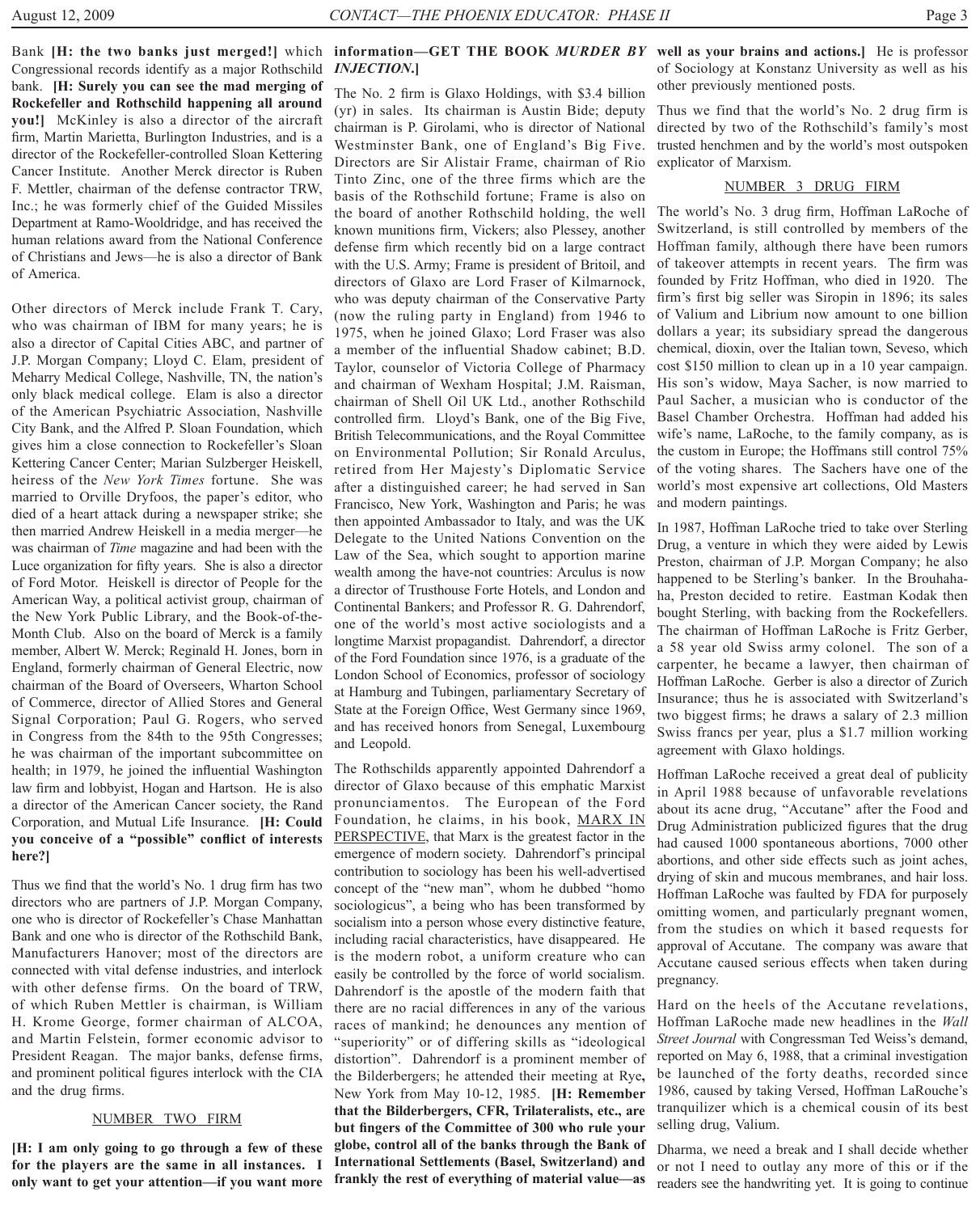Bank **[H: the two banks just merged!]** which Congressional records identify as a major Rothschild bank. **[H: Surely you can see the mad merging of Rockefeller and Rothschild happening all around you!]** McKinley is also a director of the aircraft firm, Martin Marietta, Burlington Industries, and is a director of the Rockefeller-controlled Sloan Kettering Cancer Institute. Another Merck director is Ruben F. Mettler, chairman of the defense contractor TRW, Inc.; he was formerly chief of the Guided Missiles Department at Ramo-Wooldridge, and has received the human relations award from the National Conference of Christians and Jews—he is also a director of Bank of America.

Other directors of Merck include Frank T. Cary, who was chairman of IBM for many years; he is also a director of Capital Cities ABC, and partner of J.P. Morgan Company; Lloyd C. Elam, president of Meharry Medical College, Nashville, TN, the nation's only black medical college. Elam is also a director of the American Psychiatric Association, Nashville City Bank, and the Alfred P. Sloan Foundation, which gives him a close connection to Rockefeller's Sloan Kettering Cancer Center; Marian Sulzberger Heiskell, heiress of the *New York Times* fortune. She was married to Orville Dryfoos, the paper's editor, who died of a heart attack during a newspaper strike; she then married Andrew Heiskell in a media merger—he was chairman of *Time* magazine and had been with the Luce organization for fifty years. She is also a director of Ford Motor. Heiskell is director of People for the American Way, a political activist group, chairman of the New York Public Library, and the Book-of-the-Month Club. Also on the board of Merck is a family member, Albert W. Merck; Reginald H. Jones, born in England, formerly chairman of General Electric, now chairman of the Board of Overseers, Wharton School of Commerce, director of Allied Stores and General Signal Corporation; Paul G. Rogers, who served in Congress from the 84th to the 95th Congresses; he was chairman of the important subcommittee on health; in 1979, he joined the influential Washington law firm and lobbyist, Hogan and Hartson. He is also a director of the American Cancer society, the Rand Corporation, and Mutual Life Insurance. **[H: Could you conceive of a "possible" conflict of interests here?]**

Thus we find that the world's No. 1 drug firm has two directors who are partners of J.P. Morgan Company, one who is director of Rockefeller's Chase Manhattan Bank and one who is director of the Rothschild Bank, Manufacturers Hanover; most of the directors are connected with vital defense industries, and interlock with other defense firms. On the board of TRW, of which Ruben Mettler is chairman, is William H. Krome George, former chairman of ALCOA, and Martin Felstein, former economic advisor to President Reagan. The major banks, defense firms, and prominent political figures interlock with the CIA and the drug firms.

## NUMBER TWO FIRM

**[H: I am only going to go through a few of these for the players are the same in all instances. I only want to get your attention—if you want more information—GET THE BOOK *MURDER BY INJECTION*.]**

The No. 2 firm is Glaxo Holdings, with $3.4 billion (yr) in sales. Its chairman is Austin Bide; deputy chairman is P. Girolami, who is director of National Westminster Bank, one of England's Big Five. Directors are Sir Alistair Frame, chairman of Rio Tinto Zinc, one of the three firms which are the basis of the Rothschild fortune; Frame is also on the board of another Rothschild holding, the well known munitions firm, Vickers; also Plessey, another defense firm which recently bid on a large contract with the U.S. Army; Frame is president of Britoil, and directors of Glaxo are Lord Fraser of Kilmarnock, who was deputy chairman of the Conservative Party (now the ruling party in England) from 1946 to 1975, when he joined Glaxo; Lord Fraser was also a member of the influential Shadow cabinet; B.D. Taylor, counselor of Victoria College of Pharmacy and chairman of Wexham Hospital; J.M. Raisman, chairman of Shell Oil UK Ltd., another Rothschild controlled firm. Lloyd's Bank, one of the Big Five, British Telecommunications, and the Royal Committee on Environmental Pollution; Sir Ronald Arculus, retired from Her Majesty's Diplomatic Service after a distinguished career; he had served in San Francisco, New York, Washington and Paris; he was then appointed Ambassador to Italy, and was the UK Delegate to the United Nations Convention on the Law of the Sea, which sought to apportion marine wealth among the have-not countries: Arculus is now a director of Trusthouse Forte Hotels, and London and Continental Bankers; and Professor R. G. Dahrendorf, one of the world's most active sociologists and a longtime Marxist propagandist. Dahrendorf, a director of the Ford Foundation since 1976, is a graduate of the London School of Economics, professor of sociology at Hamburg and Tubingen, parliamentary Secretary of State at the Foreign Office, West Germany since 1969, and has received honors from Senegal, Luxembourg and Leopold.

The Rothschilds apparently appointed Dahrendorf a director of Glaxo because of this emphatic Marxist pronunciamentos. The European of the Ford Foundation, he claims, in his book, MARX IN PERSPECTIVE, that Marx is the greatest factor in the emergence of modern society. Dahrendorf's principal contribution to sociology has been his well-advertised concept of the "new man", whom he dubbed "homo sociologicus", a being who has been transformed by socialism into a person whose every distinctive feature, including racial characteristics, have disappeared. He is the modern robot, a uniform creature who can easily be controlled by the force of world socialism. Dahrendorf is the apostle of the modern faith that there are no racial differences in any of the various races of mankind; he denounces any mention of "superiority" or of differing skills as "ideological distortion". Dahrendorf is a prominent member of the Bilderbergers; he attended their meeting at Rye, New York from May 10-12, 1985. **[H: Remember that the Bilderbergers, CFR, Trilateralists, etc., are but fingers of the Committee of 300 who rule your globe, control all of the banks through the Bank of International Settlements (Basel, Switzerland) and frankly the rest of everything of material value—as well as your brains and actions.]** He is professor of Sociology at Konstanz University as well as his other previously mentioned posts.

Thus we find that the world's No. 2 drug firm is directed by two of the Rothschild's family's most trusted henchmen and by the world's most outspoken explicator of Marxism.

## NUMBER 3 DRUG FIRM

The world's No. 3 drug firm, Hoffman LaRoche of Switzerland, is still controlled by members of the Hoffman family, although there have been rumors of takeover attempts in recent years. The firm was founded by Fritz Hoffman, who died in 1920. The firm's first big seller was Siropin in 1896; its sales of Valium and Librium now amount to one billion dollars a year; its subsidiary spread the dangerous chemical, dioxin, over the Italian town, Seveso, which cost $150 million to clean up in a 10 year campaign. His son's widow, Maya Sacher, is now married to Paul Sacher, a musician who is conductor of the Basel Chamber Orchestra. Hoffman had added his wife's name, LaRoche, to the family company, as is the custom in Europe; the Hoffmans still control 75% of the voting shares. The Sachers have one of the world's most expensive art collections, Old Masters and modern paintings.

In 1987, Hoffman LaRoche tried to take over Sterling Drug, a venture in which they were aided by Lewis Preston, chairman of J.P. Morgan Company; he also happened to be Sterling's banker. In the Brouhaha-ha, Preston decided to retire. Eastman Kodak then bought Sterling, with backing from the Rockefellers. The chairman of Hoffman LaRoche is Fritz Gerber, a 58 year old Swiss army colonel. The son of a carpenter, he became a lawyer, then chairman of Hoffman LaRoche. Gerber is also a director of Zurich Insurance; thus he is associated with Switzerland's two biggest firms; he draws a salary of 2.3 million Swiss francs per year, plus a $1.7 million working agreement with Glaxo holdings.

Hoffman LaRoche received a great deal of publicity in April 1988 because of unfavorable revelations about its acne drug, "Accutane" after the Food and Drug Administration publicized figures that the drug had caused 1000 spontaneous abortions, 7000 other abortions, and other side effects such as joint aches, drying of skin and mucous membranes, and hair loss. Hoffman LaRoche was faulted by FDA for purposely omitting women, and particularly pregnant women, from the studies on which it based requests for approval of Accutane. The company was aware that Accutane caused serious effects when taken during pregnancy.

Hard on the heels of the Accutane revelations, Hoffman LaRoche made new headlines in the *Wall Street Journal* with Congressman Ted Weiss's demand, reported on May 6, 1988, that a criminal investigation be launched of the forty deaths, recorded since 1986, caused by taking Versed, Hoffman LaRouche's tranquilizer which is a chemical cousin of its best selling drug, Valium.

Dharma, we need a break and I shall decide whether or not I need to outlay any more of this or if the readers see the handwriting yet. It is going to continue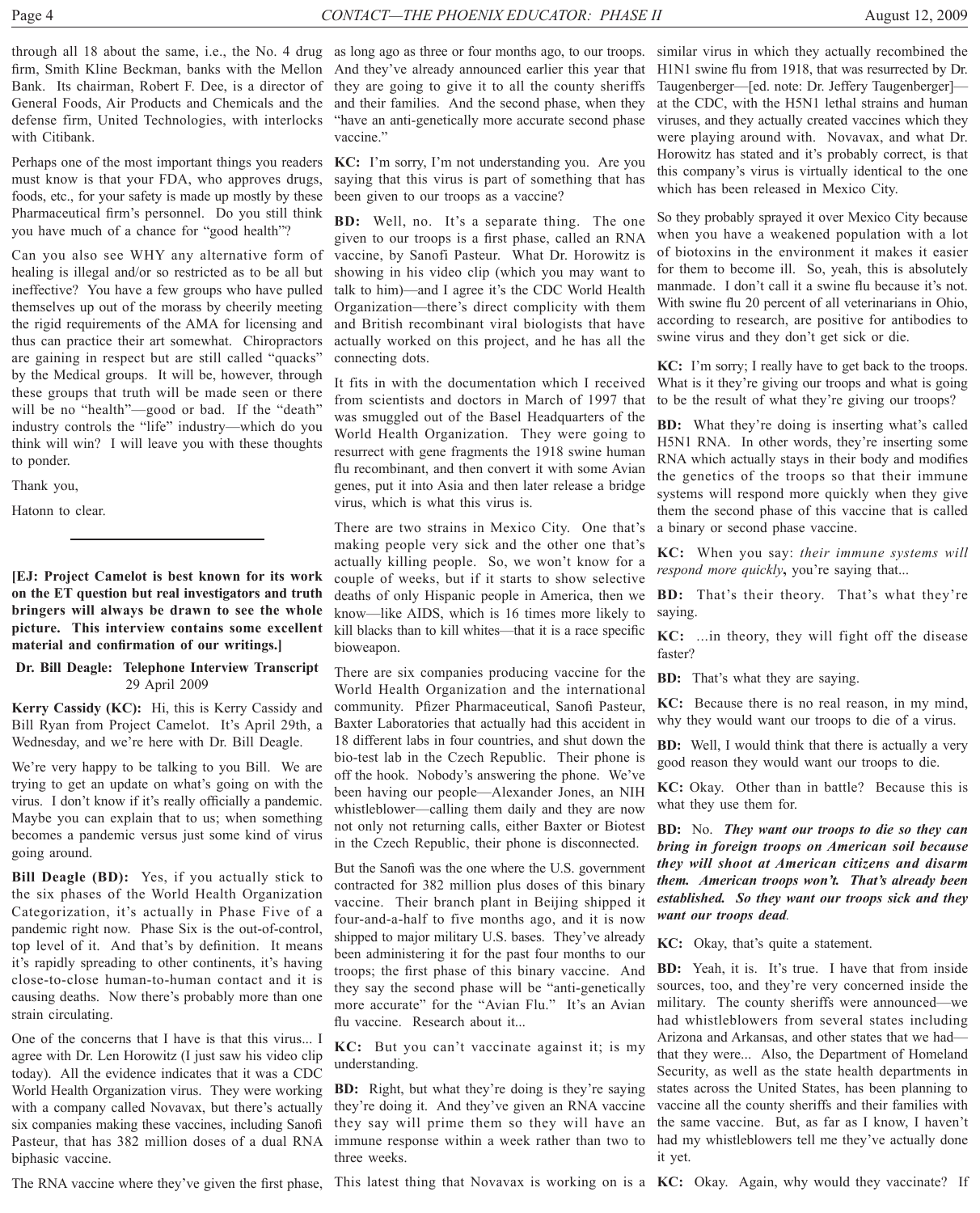through all 18 about the same, i.e., the No. 4 drug firm, Smith Kline Beckman, banks with the Mellon Bank. Its chairman, Robert F. Dee, is a director of General Foods, Air Products and Chemicals and the defense firm, United Technologies, with interlocks with Citibank.

Perhaps one of the most important things you readers must know is that your FDA, who approves drugs, foods, etc., for your safety is made up mostly by these Pharmaceutical firm's personnel. Do you still think you have much of a chance for "good health"?

Can you also see WHY any alternative form of healing is illegal and/or so restricted as to be all but ineffective? You have a few groups who have pulled themselves up out of the morass by cheerily meeting the rigid requirements of the AMA for licensing and thus can practice their art somewhat. Chiropractors are gaining in respect but are still called "quacks" by the Medical groups. It will be, however, through these groups that truth will be made seen or there will be no "health"—good or bad. If the "death" industry controls the "life" industry—which do you think will win? I will leave you with these thoughts to ponder.

Thank you,

Hatonn to clear.

---

**[EJ: Project Camelot is best known for its work on the ET question but real investigators and truth bringers will always be drawn to see the whole picture. This interview contains some excellent material and confirmation of our writings.]**

**Dr. Bill Deagle: Telephone Interview Transcript**
29 April 2009

**Kerry Cassidy (KC):** Hi, this is Kerry Cassidy and Bill Ryan from Project Camelot. It's April 29th, a Wednesday, and we're here with Dr. Bill Deagle.

We're very happy to be talking to you Bill. We are trying to get an update on what's going on with the virus. I don't know if it's really officially a pandemic. Maybe you can explain that to us; when something becomes a pandemic versus just some kind of virus going around.

**Bill Deagle (BD):** Yes, if you actually stick to the six phases of the World Health Organization Categorization, it's actually in Phase Five of a pandemic right now. Phase Six is the out-of-control, top level of it. And that's by definition. It means it's rapidly spreading to other continents, it's having close-to-close human-to-human contact and it is causing deaths. Now there's probably more than one strain circulating.

One of the concerns that I have is that this virus... I agree with Dr. Len Horowitz (I just saw his video clip today). All the evidence indicates that it was a CDC World Health Organization virus. They were working with a company called Novavax, but there's actually six companies making these vaccines, including Sanofi Pasteur, that has 382 million doses of a dual RNA biphasic vaccine.

The RNA vaccine where they've given the first phase, as long ago as three or four months ago, to our troops. And they've already announced earlier this year that they are going to give it to all the county sheriffs and their families. And the second phase, when they "have an anti-genetically more accurate second phase vaccine."

**KC:** I'm sorry, I'm not understanding you. Are you saying that this virus is part of something that has been given to our troops as a vaccine?

**BD:** Well, no. It's a separate thing. The one given to our troops is a first phase, called an RNA vaccine, by Sanofi Pasteur. What Dr. Horowitz is showing in his video clip (which you may want to talk to him)—and I agree it's the CDC World Health Organization—there's direct complicity with them and British recombinant viral biologists that have actually worked on this project, and he has all the connecting dots.

It fits in with the documentation which I received from scientists and doctors in March of 1997 that was smuggled out of the Basel Headquarters of the World Health Organization. They were going to resurrect with gene fragments the 1918 swine human flu recombinant, and then convert it with some Avian genes, put it into Asia and then later release a bridge virus, which is what this virus is.

There are two strains in Mexico City. One that's making people very sick and the other one that's actually killing people. So, we won't know for a couple of weeks, but if it starts to show selective deaths of only Hispanic people in America, then we know—like AIDS, which is 16 times more likely to kill blacks than to kill whites—that it is a race specific bioweapon.

There are six companies producing vaccine for the World Health Organization and the international community. Pfizer Pharmaceutical, Sanofi Pasteur, Baxter Laboratories that actually had this accident in 18 different labs in four countries, and shut down the bio-test lab in the Czech Republic. Their phone is off the hook. Nobody's answering the phone. We've been having our people—Alexander Jones, an NIH whistleblower—calling them daily and they are now not only not returning calls, either Baxter or Biotest in the Czech Republic, their phone is disconnected.

But the Sanofi was the one where the U.S. government contracted for 382 million plus doses of this binary vaccine. Their branch plant in Beijing shipped it four-and-a-half to five months ago, and it is now shipped to major military U.S. bases. They've already been administering it for the past four months to our troops; the first phase of this binary vaccine. And they say the second phase will be "anti-genetically more accurate" for the "Avian Flu." It's an Avian flu vaccine. Research about it...

**KC:** But you can't vaccinate against it; is my understanding.

**BD:** Right, but what they're doing is they're saying they're doing it. And they've given an RNA vaccine they say will prime them so they will have an immune response within a week rather than two to three weeks.

This latest thing that Novavax is working on is a similar virus in which they actually recombined the H1N1 swine flu from 1918, that was resurrected by Dr. Taugenberger—[ed. note: Dr. Jeffery Taugenberger]—at the CDC, with the H5N1 lethal strains and human viruses, and they actually created vaccines which they were playing around with. Novavax, and what Dr. Horowitz has stated and it's probably correct, is that this company's virus is virtually identical to the one which has been released in Mexico City.

So they probably sprayed it over Mexico City because when you have a weakened population with a lot of biotoxins in the environment it makes it easier for them to become ill. So, yeah, this is absolutely manmade. I don't call it a swine flu because it's not. With swine flu 20 percent of all veterinarians in Ohio, according to research, are positive for antibodies to swine virus and they don't get sick or die.

**KC:** I'm sorry; I really have to get back to the troops. What is it they're giving our troops and what is going to be the result of what they're giving our troops?

**BD:** What they're doing is inserting what's called H5N1 RNA. In other words, they're inserting some RNA which actually stays in their body and modifies the genetics of the troops so that their immune systems will respond more quickly when they give them the second phase of this vaccine that is called a binary or second phase vaccine.

**KC:** When you say: *their immune systems will respond more quickly***,** you're saying that...

**BD:** That's their theory. That's what they're saying.

**KC:** ...in theory, they will fight off the disease faster?

**BD:** That's what they are saying.

**KC:** Because there is no real reason, in my mind, why they would want our troops to die of a virus.

**BD:** Well, I would think that there is actually a very good reason they would want our troops to die.

**KC:** Okay. Other than in battle? Because this is what they use them for.

**BD:** No. ***They want our troops to die so they can bring in foreign troops on American soil because they will shoot at American citizens and disarm them. American troops won't. That's already been established. So they want our troops sick and they want our troops dead.***

**KC:** Okay, that's quite a statement.

**BD:** Yeah, it is. It's true. I have that from inside sources, too, and they're very concerned inside the military. The county sheriffs were announced—we had whistleblowers from several states including Arizona and Arkansas, and other states that we had—that they were... Also, the Department of Homeland Security, as well as the state health departments in states across the United States, has been planning to vaccine all the county sheriffs and their families with the same vaccine. But, as far as I know, I haven't had my whistleblowers tell me they've actually done it yet.

**KC:** Okay. Again, why would they vaccinate? If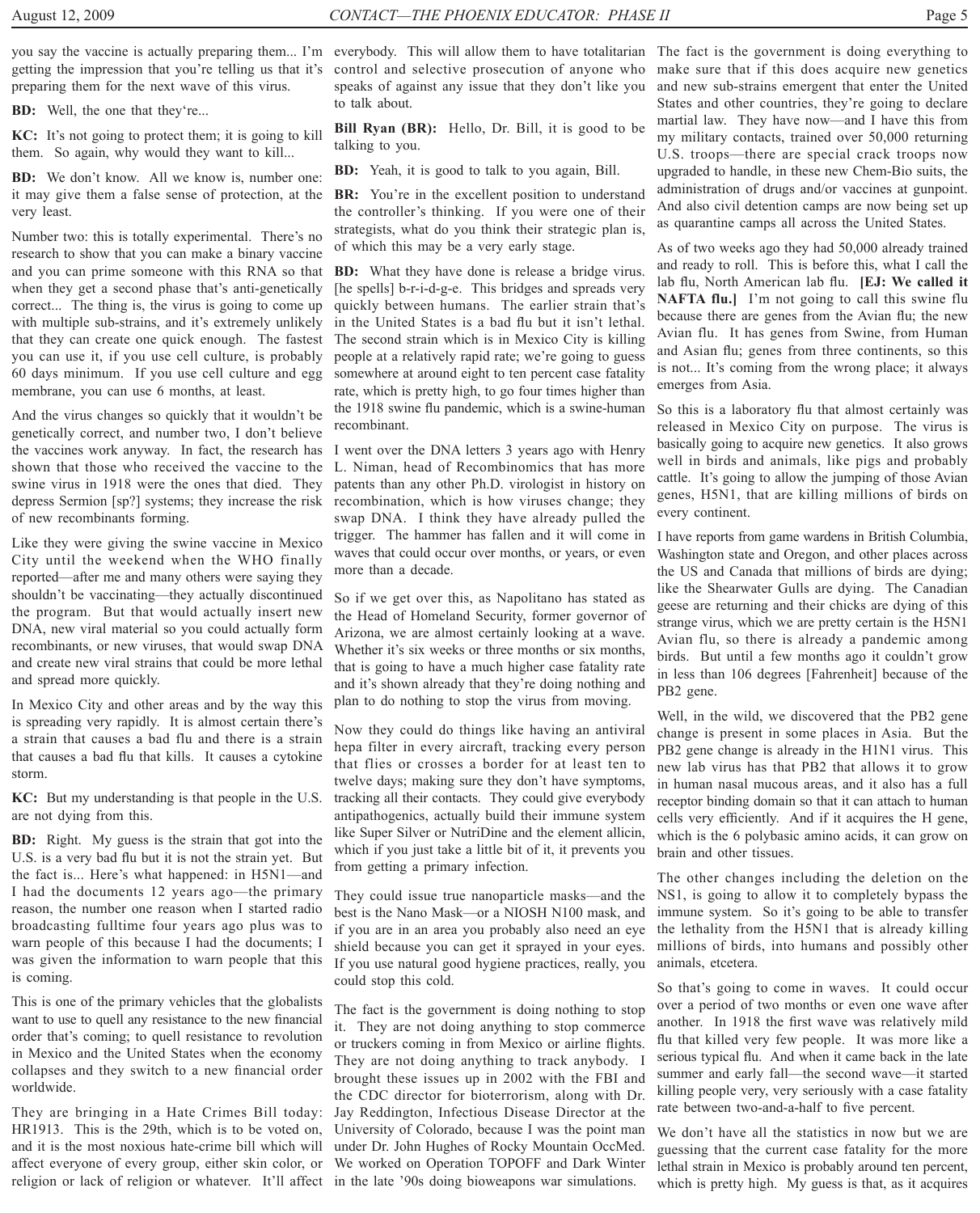you say the vaccine is actually preparing them... I'm getting the impression that you're telling us that it's preparing them for the next wave of this virus.

**BD:** Well, the one that they're...

**KC:** It's not going to protect them; it is going to kill them. So again, why would they want to kill...

**BD:** We don't know. All we know is, number one: it may give them a false sense of protection, at the very least.

Number two: this is totally experimental. There's no research to show that you can make a binary vaccine and you can prime someone with this RNA so that when they get a second phase that's anti-genetically correct... The thing is, the virus is going to come up with multiple sub-strains, and it's extremely unlikely that they can create one quick enough. The fastest you can use it, if you use cell culture, is probably 60 days minimum. If you use cell culture and egg membrane, you can use 6 months, at least.

And the virus changes so quickly that it wouldn't be genetically correct, and number two, I don't believe the vaccines work anyway. In fact, the research has shown that those who received the vaccine to the swine virus in 1918 were the ones that died. They depress Sermion [sp?] systems; they increase the risk of new recombinants forming.

Like they were giving the swine vaccine in Mexico City until the weekend when the WHO finally reported—after me and many others were saying they shouldn't be vaccinating—they actually discontinued the program. But that would actually insert new DNA, new viral material so you could actually form recombinants, or new viruses, that would swap DNA and create new viral strains that could be more lethal and spread more quickly.

In Mexico City and other areas and by the way this is spreading very rapidly. It is almost certain there's a strain that causes a bad flu and there is a strain that causes a bad flu that kills. It causes a cytokine storm.

**KC:** But my understanding is that people in the U.S. are not dying from this.

**BD:** Right. My guess is the strain that got into the U.S. is a very bad flu but it is not the strain yet. But the fact is... Here's what happened: in H5N1—and I had the documents 12 years ago—the primary reason, the number one reason when I started radio broadcasting fulltime four years ago plus was to warn people of this because I had the documents; I was given the information to warn people that this is coming.

This is one of the primary vehicles that the globalists want to use to quell any resistance to the new financial order that's coming; to quell resistance to revolution in Mexico and the United States when the economy collapses and they switch to a new financial order worldwide.

They are bringing in a Hate Crimes Bill today: HR1913. This is the 29th, which is to be voted on, and it is the most noxious hate-crime bill which will affect everyone of every group, either skin color, or religion or lack of religion or whatever. It'll affect everybody. This will allow them to have totalitarian control and selective prosecution of anyone who speaks of against any issue that they don't like you to talk about.

**Bill Ryan (BR):** Hello, Dr. Bill, it is good to be talking to you.

**BD:** Yeah, it is good to talk to you again, Bill.

**BR:** You're in the excellent position to understand the controller's thinking. If you were one of their strategists, what do you think their strategic plan is, of which this may be a very early stage.

**BD:** What they have done is release a bridge virus. [he spells] b-r-i-d-g-e. This bridges and spreads very quickly between humans. The earlier strain that's in the United States is a bad flu but it isn't lethal. The second strain which is in Mexico City is killing people at a relatively rapid rate; we're going to guess somewhere at around eight to ten percent case fatality rate, which is pretty high, to go four times higher than the 1918 swine flu pandemic, which is a swine-human recombinant.

I went over the DNA letters 3 years ago with Henry L. Niman, head of Recombinomics that has more patents than any other Ph.D. virologist in history on recombination, which is how viruses change; they swap DNA. I think they have already pulled the trigger. The hammer has fallen and it will come in waves that could occur over months, or years, or even more than a decade.

So if we get over this, as Napolitano has stated as the Head of Homeland Security, former governor of Arizona, we are almost certainly looking at a wave. Whether it's six weeks or three months or six months, that is going to have a much higher case fatality rate and it's shown already that they're doing nothing and plan to do nothing to stop the virus from moving.

Now they could do things like having an antiviral hepa filter in every aircraft, tracking every person that flies or crosses a border for at least ten to twelve days; making sure they don't have symptoms, tracking all their contacts. They could give everybody antipathogenics, actually build their immune system like Super Silver or NutriDine and the element allicin, which if you just take a little bit of it, it prevents you from getting a primary infection.

They could issue true nanoparticle masks—and the best is the Nano Mask—or a NIOSH N100 mask, and if you are in an area you probably also need an eye shield because you can get it sprayed in your eyes. If you use natural good hygiene practices, really, you could stop this cold.

The fact is the government is doing nothing to stop it. They are not doing anything to stop commerce or truckers coming in from Mexico or airline flights. They are not doing anything to track anybody. I brought these issues up in 2002 with the FBI and the CDC director for bioterrorism, along with Dr. Jay Reddington, Infectious Disease Director at the University of Colorado, because I was the point man under Dr. John Hughes of Rocky Mountain OccMed. We worked on Operation TOPOFF and Dark Winter in the late '90s doing bioweapons war simulations.

The fact is the government is doing everything to make sure that if this does acquire new genetics and new sub-strains emergent that enter the United States and other countries, they're going to declare martial law. They have now—and I have this from my military contacts, trained over 50,000 returning U.S. troops—there are special crack troops now upgraded to handle, in these new Chem-Bio suits, the administration of drugs and/or vaccines at gunpoint. And also civil detention camps are now being set up as quarantine camps all across the United States.

As of two weeks ago they had 50,000 already trained and ready to roll. This is before this, what I call the lab flu, North American lab flu. **[EJ: We called it NAFTA flu.]** I'm not going to call this swine flu because there are genes from the Avian flu; the new Avian flu. It has genes from Swine, from Human and Asian flu; genes from three continents, so this is not... It's coming from the wrong place; it always emerges from Asia.

So this is a laboratory flu that almost certainly was released in Mexico City on purpose. The virus is basically going to acquire new genetics. It also grows well in birds and animals, like pigs and probably cattle. It's going to allow the jumping of those Avian genes, H5N1, that are killing millions of birds on every continent.

I have reports from game wardens in British Columbia, Washington state and Oregon, and other places across the US and Canada that millions of birds are dying; like the Shearwater Gulls are dying. The Canadian geese are returning and their chicks are dying of this strange virus, which we are pretty certain is the H5N1 Avian flu, so there is already a pandemic among birds. But until a few months ago it couldn't grow in less than 106 degrees [Fahrenheit] because of the PB2 gene.

Well, in the wild, we discovered that the PB2 gene change is present in some places in Asia. But the PB2 gene change is already in the H1N1 virus. This new lab virus has that PB2 that allows it to grow in human nasal mucous areas, and it also has a full receptor binding domain so that it can attach to human cells very efficiently. And if it acquires the H gene, which is the 6 polybasic amino acids, it can grow on brain and other tissues.

The other changes including the deletion on the NS1, is going to allow it to completely bypass the immune system. So it's going to be able to transfer the lethality from the H5N1 that is already killing millions of birds, into humans and possibly other animals, etcetera.

So that's going to come in waves. It could occur over a period of two months or even one wave after another. In 1918 the first wave was relatively mild flu that killed very few people. It was more like a serious typical flu. And when it came back in the late summer and early fall—the second wave—it started killing people very, very seriously with a case fatality rate between two-and-a-half to five percent.

We don't have all the statistics in now but we are guessing that the current case fatality for the more lethal strain in Mexico is probably around ten percent, which is pretty high. My guess is that, as it acquires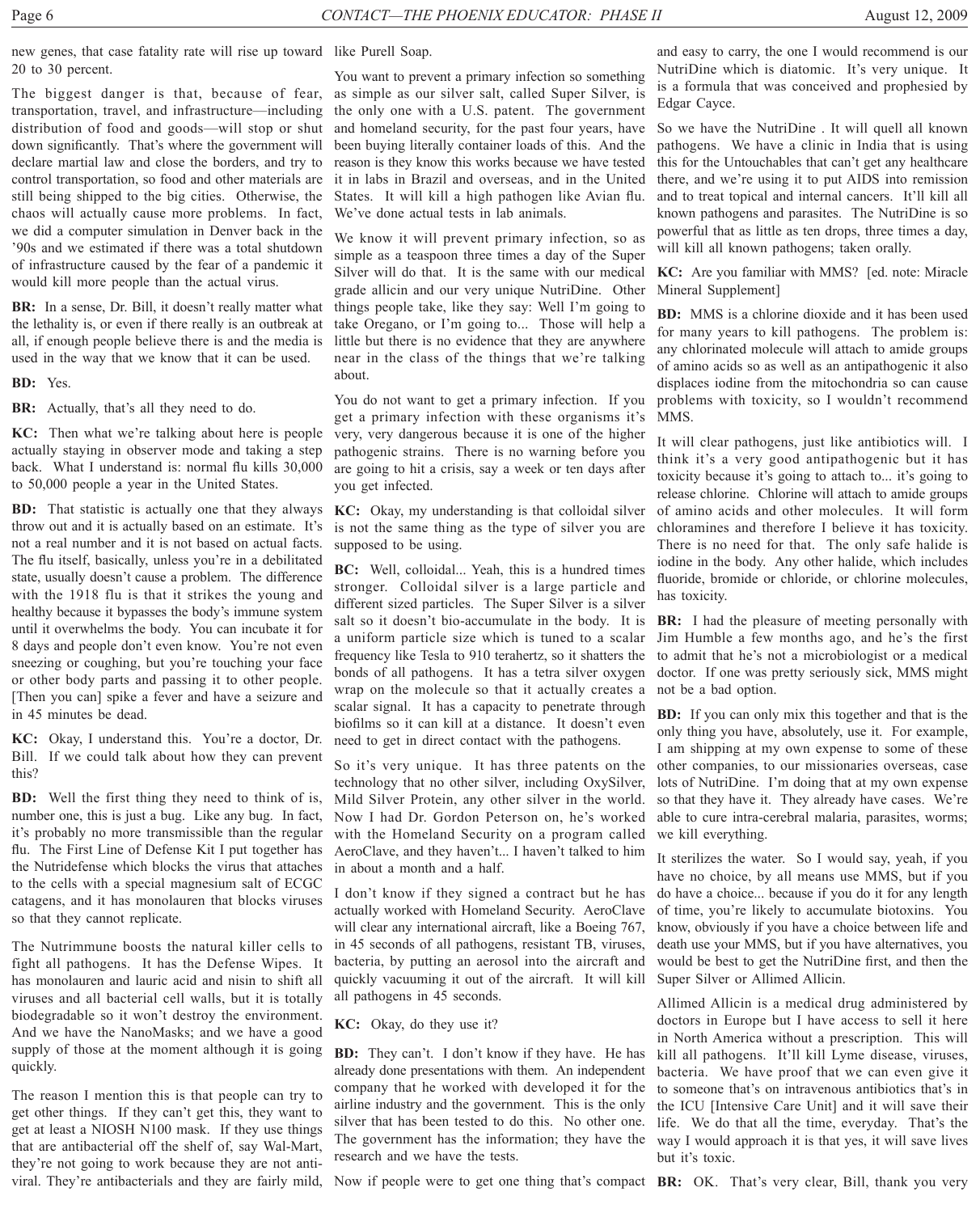new genes, that case fatality rate will rise up toward 20 to 30 percent.

The biggest danger is that, because of fear, transportation, travel, and infrastructure—including distribution of food and goods—will stop or shut down significantly. That's where the government will declare martial law and close the borders, and try to control transportation, so food and other materials are still being shipped to the big cities. Otherwise, the chaos will actually cause more problems. In fact, we did a computer simulation in Denver back in the '90s and we estimated if there was a total shutdown of infrastructure caused by the fear of a pandemic it would kill more people than the actual virus.

**BR:** In a sense, Dr. Bill, it doesn't really matter what the lethality is, or even if there really is an outbreak at all, if enough people believe there is and the media is used in the way that we know that it can be used.

**BD:** Yes.

**BR:** Actually, that's all they need to do.

**KC:** Then what we're talking about here is people actually staying in observer mode and taking a step back. What I understand is: normal flu kills 30,000 to 50,000 people a year in the United States.

**BD:** That statistic is actually one that they always throw out and it is actually based on an estimate. It's not a real number and it is not based on actual facts. The flu itself, basically, unless you're in a debilitated state, usually doesn't cause a problem. The difference with the 1918 flu is that it strikes the young and healthy because it bypasses the body's immune system until it overwhelms the body. You can incubate it for 8 days and people don't even know. You're not even sneezing or coughing, but you're touching your face or other body parts and passing it to other people. [Then you can] spike a fever and have a seizure and in 45 minutes be dead.

**KC:** Okay, I understand this. You're a doctor, Dr. Bill. If we could talk about how they can prevent this?

**BD:** Well the first thing they need to think of is, number one, this is just a bug. Like any bug. In fact, it's probably no more transmissible than the regular flu. The First Line of Defense Kit I put together has the Nutridefense which blocks the virus that attaches to the cells with a special magnesium salt of ECGC catagens, and it has monolauren that blocks viruses so that they cannot replicate.

The Nutrimmune boosts the natural killer cells to fight all pathogens. It has the Defense Wipes. It has monolauren and lauric acid and nisin to shift all viruses and all bacterial cell walls, but it is totally biodegradable so it won't destroy the environment. And we have the NanoMasks; and we have a good supply of those at the moment although it is going quickly.

The reason I mention this is that people can try to get other things. If they can't get this, they want to get at least a NIOSH N100 mask. If they use things that are antibacterial off the shelf of, say Wal-Mart, they're not going to work because they are not anti-viral. They're antibacterials and they are fairly mild, like Purell Soap.

You want to prevent a primary infection so something as simple as our silver salt, called Super Silver, is the only one with a U.S. patent. The government and homeland security, for the past four years, have been buying literally container loads of this. And the reason is they know this works because we have tested it in labs in Brazil and overseas, and in the United States. It will kill a high pathogen like Avian flu. We've done actual tests in lab animals.

We know it will prevent primary infection, so as simple as a teaspoon three times a day of the Super Silver will do that. It is the same with our medical grade allicin and our very unique NutriDine. Other things people take, like they say: Well I'm going to take Oregano, or I'm going to... Those will help a little but there is no evidence that they are anywhere near in the class of the things that we're talking about.

You do not want to get a primary infection. If you get a primary infection with these organisms it's very, very dangerous because it is one of the higher pathogenic strains. There is no warning before you are going to hit a crisis, say a week or ten days after you get infected.

**KC:** Okay, my understanding is that colloidal silver is not the same thing as the type of silver you are supposed to be using.

**BC:** Well, colloidal... Yeah, this is a hundred times stronger. Colloidal silver is a large particle and different sized particles. The Super Silver is a silver salt so it doesn't bio-accumulate in the body. It is a uniform particle size which is tuned to a scalar frequency like Tesla to 910 terahertz, so it shatters the bonds of all pathogens. It has a tetra silver oxygen wrap on the molecule so that it actually creates a scalar signal. It has a capacity to penetrate through biofilms so it can kill at a distance. It doesn't even need to get in direct contact with the pathogens.

So it's very unique. It has three patents on the technology that no other silver, including OxySilver, Mild Silver Protein, any other silver in the world. Now I had Dr. Gordon Peterson on, he's worked with the Homeland Security on a program called AeroClave, and they haven't... I haven't talked to him in about a month and a half.

I don't know if they signed a contract but he has actually worked with Homeland Security. AeroClave will clear any international aircraft, like a Boeing 767, in 45 seconds of all pathogens, resistant TB, viruses, bacteria, by putting an aerosol into the aircraft and quickly vacuuming it out of the aircraft. It will kill all pathogens in 45 seconds.

**KC:** Okay, do they use it?

**BD:** They can't. I don't know if they have. He has already done presentations with them. An independent company that he worked with developed it for the airline industry and the government. This is the only silver that has been tested to do this. No other one. The government has the information; they have the research and we have the tests.

Now if people were to get one thing that's compact and easy to carry, the one I would recommend is our NutriDine which is diatomic. It's very unique. It is a formula that was conceived and prophesied by Edgar Cayce.

So we have the NutriDine . It will quell all known pathogens. We have a clinic in India that is using this for the Untouchables that can't get any healthcare there, and we're using it to put AIDS into remission and to treat topical and internal cancers. It'll kill all known pathogens and parasites. The NutriDine is so powerful that as little as ten drops, three times a day, will kill all known pathogens; taken orally.

**KC:** Are you familiar with MMS? [ed. note: Miracle Mineral Supplement]

**BD:** MMS is a chlorine dioxide and it has been used for many years to kill pathogens. The problem is: any chlorinated molecule will attach to amide groups of amino acids so as well as an antipathogenic it also displaces iodine from the mitochondria so can cause problems with toxicity, so I wouldn't recommend MMS.

It will clear pathogens, just like antibiotics will. I think it's a very good antipathogenic but it has toxicity because it's going to attach to... it's going to release chlorine. Chlorine will attach to amide groups of amino acids and other molecules. It will form chloramines and therefore I believe it has toxicity. There is no need for that. The only safe halide is iodine in the body. Any other halide, which includes fluoride, bromide or chloride, or chlorine molecules, has toxicity.

**BR:** I had the pleasure of meeting personally with Jim Humble a few months ago, and he's the first to admit that he's not a microbiologist or a medical doctor. If one was pretty seriously sick, MMS might not be a bad option.

**BD:** If you can only mix this together and that is the only thing you have, absolutely, use it. For example, I am shipping at my own expense to some of these other companies, to our missionaries overseas, case lots of NutriDine. I'm doing that at my own expense so that they have it. They already have cases. We're able to cure intra-cerebral malaria, parasites, worms; we kill everything.

It sterilizes the water. So I would say, yeah, if you have no choice, by all means use MMS, but if you do have a choice... because if you do it for any length of time, you're likely to accumulate biotoxins. You know, obviously if you have a choice between life and death use your MMS, but if you have alternatives, you would be best to get the NutriDine first, and then the Super Silver or Allimed Allicin.

Allimed Allicin is a medical drug administered by doctors in Europe but I have access to sell it here in North America without a prescription. This will kill all pathogens. It'll kill Lyme disease, viruses, bacteria. We have proof that we can even give it to someone that's on intravenous antibiotics that's in the ICU [Intensive Care Unit] and it will save their life. We do that all the time, everyday. That's the way I would approach it is that yes, it will save lives but it's toxic.

**BR:** OK. That's very clear, Bill, thank you very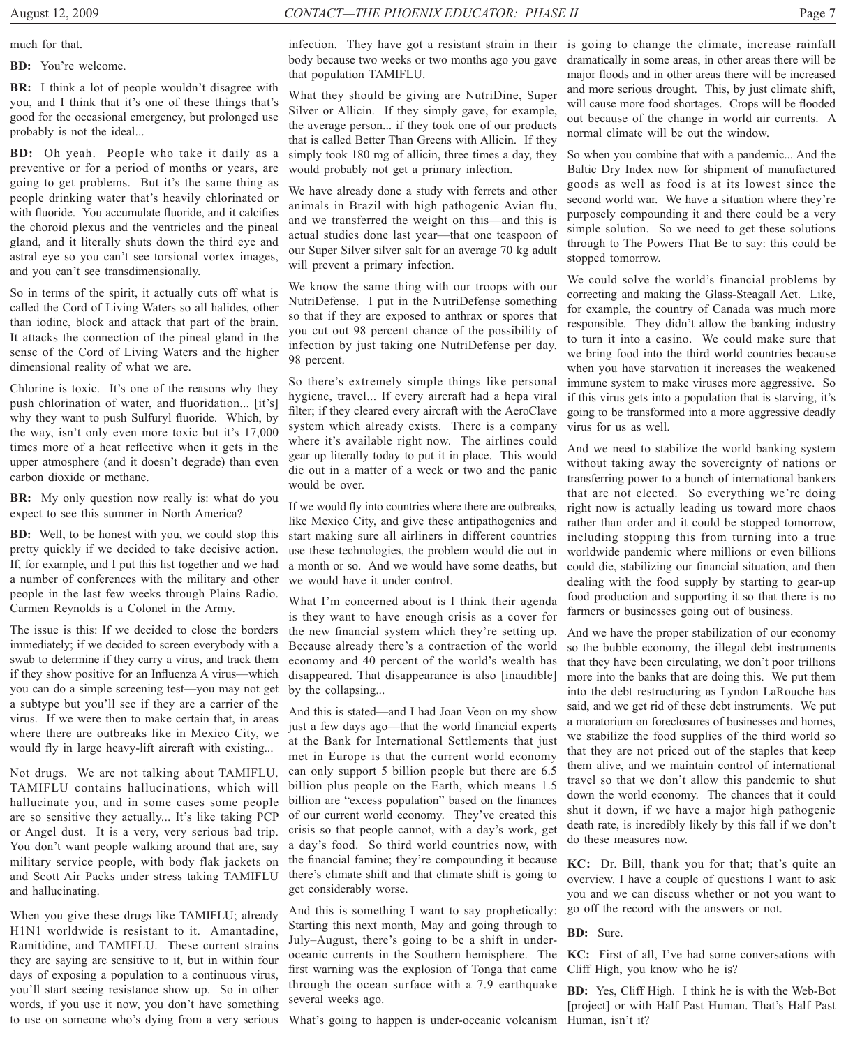much for that.

**BD:** You're welcome.

**BR:** I think a lot of people wouldn't disagree with you, and I think that it's one of these things that's good for the occasional emergency, but prolonged use probably is not the ideal...

**BD:** Oh yeah. People who take it daily as a preventive or for a period of months or years, are going to get problems. But it's the same thing as people drinking water that's heavily chlorinated or with fluoride. You accumulate fluoride, and it calcifies the choroid plexus and the ventricles and the pineal gland, and it literally shuts down the third eye and astral eye so you can't see torsional vortex images, and you can't see transdimensionally.

So in terms of the spirit, it actually cuts off what is called the Cord of Living Waters so all halides, other than iodine, block and attack that part of the brain. It attacks the connection of the pineal gland in the sense of the Cord of Living Waters and the higher dimensional reality of what we are.

Chlorine is toxic. It's one of the reasons why they push chlorination of water, and fluoridation... [it's] why they want to push Sulfuryl fluoride. Which, by the way, isn't only even more toxic but it's 17,000 times more of a heat reflective when it gets in the upper atmosphere (and it doesn't degrade) than even carbon dioxide or methane.

**BR:** My only question now really is: what do you expect to see this summer in North America?

**BD:** Well, to be honest with you, we could stop this pretty quickly if we decided to take decisive action. If, for example, and I put this list together and we had a number of conferences with the military and other people in the last few weeks through Plains Radio. Carmen Reynolds is a Colonel in the Army.

The issue is this: If we decided to close the borders immediately; if we decided to screen everybody with a swab to determine if they carry a virus, and track them if they show positive for an Influenza A virus—which you can do a simple screening test—you may not get a subtype but you'll see if they are a carrier of the virus. If we were then to make certain that, in areas where there are outbreaks like in Mexico City, we would fly in large heavy-lift aircraft with existing...

Not drugs. We are not talking about TAMIFLU. TAMIFLU contains hallucinations, which will hallucinate you, and in some cases some people are so sensitive they actually... It's like taking PCP or Angel dust. It is a very, very serious bad trip. You don't want people walking around that are, say military service people, with body flak jackets on and Scott Air Packs under stress taking TAMIFLU and hallucinating.

When you give these drugs like TAMIFLU; already H1N1 worldwide is resistant to it. Amantadine, Ramitidine, and TAMIFLU. These current strains they are saying are sensitive to it, but in within four days of exposing a population to a continuous virus, you'll start seeing resistance show up. So in other words, if you use it now, you don't have something to use on someone who's dying from a very serious infection. They have got a resistant strain in their body because two weeks or two months ago you gave that population TAMIFLU.

What they should be giving are NutriDine, Super Silver or Allicin. If they simply gave, for example, the average person... if they took one of our products that is called Better Than Greens with Allicin. If they simply took 180 mg of allicin, three times a day, they would probably not get a primary infection.

We have already done a study with ferrets and other animals in Brazil with high pathogenic Avian flu, and we transferred the weight on this—and this is actual studies done last year—that one teaspoon of our Super Silver silver salt for an average 70 kg adult will prevent a primary infection.

We know the same thing with our troops with our NutriDefense. I put in the NutriDefense something so that if they are exposed to anthrax or spores that you cut out 98 percent chance of the possibility of infection by just taking one NutriDefense per day. 98 percent.

So there's extremely simple things like personal hygiene, travel... If every aircraft had a hepa viral filter; if they cleared every aircraft with the AeroClave system which already exists. There is a company where it's available right now. The airlines could gear up literally today to put it in place. This would die out in a matter of a week or two and the panic would be over.

If we would fly into countries where there are outbreaks, like Mexico City, and give these antipathogenics and start making sure all airliners in different countries use these technologies, the problem would die out in a month or so. And we would have some deaths, but we would have it under control.

What I'm concerned about is I think their agenda is they want to have enough crisis as a cover for the new financial system which they're setting up. Because already there's a contraction of the world economy and 40 percent of the world's wealth has disappeared. That disappearance is also [inaudible] by the collapsing...

And this is stated—and I had Joan Veon on my show just a few days ago—that the world financial experts at the Bank for International Settlements that just met in Europe is that the current world economy can only support 5 billion people but there are 6.5 billion plus people on the Earth, which means 1.5 billion are "excess population" based on the finances of our current world economy. They've created this crisis so that people cannot, with a day's work, get a day's food. So third world countries now, with the financial famine; they're compounding it because there's climate shift and that climate shift is going to get considerably worse.

And this is something I want to say prophetically: Starting this next month, May and going through to July–August, there's going to be a shift in under-oceanic currents in the Southern hemisphere. The first warning was the explosion of Tonga that came through the ocean surface with a 7.9 earthquake several weeks ago.

What's going to happen is under-oceanic volcanism is going to change the climate, increase rainfall dramatically in some areas, in other areas there will be major floods and in other areas there will be increased and more serious drought. This, by just climate shift, will cause more food shortages. Crops will be flooded out because of the change in world air currents. A normal climate will be out the window.

So when you combine that with a pandemic... And the Baltic Dry Index now for shipment of manufactured goods as well as food is at its lowest since the second world war. We have a situation where they're purposely compounding it and there could be a very simple solution. So we need to get these solutions through to The Powers That Be to say: this could be stopped tomorrow.

We could solve the world's financial problems by correcting and making the Glass-Steagall Act. Like, for example, the country of Canada was much more responsible. They didn't allow the banking industry to turn it into a casino. We could make sure that we bring food into the third world countries because when you have starvation it increases the weakened immune system to make viruses more aggressive. So if this virus gets into a population that is starving, it's going to be transformed into a more aggressive deadly virus for us as well.

And we need to stabilize the world banking system without taking away the sovereignty of nations or transferring power to a bunch of international bankers that are not elected. So everything we're doing right now is actually leading us toward more chaos rather than order and it could be stopped tomorrow, including stopping this from turning into a true worldwide pandemic where millions or even billions could die, stabilizing our financial situation, and then dealing with the food supply by starting to gear-up food production and supporting it so that there is no farmers or businesses going out of business.

And we have the proper stabilization of our economy so the bubble economy, the illegal debt instruments that they have been circulating, we don't poor trillions more into the banks that are doing this. We put them into the debt restructuring as Lyndon LaRouche has said, and we get rid of these debt instruments. We put a moratorium on foreclosures of businesses and homes, we stabilize the food supplies of the third world so that they are not priced out of the staples that keep them alive, and we maintain control of international travel so that we don't allow this pandemic to shut down the world economy. The chances that it could shut it down, if we have a major high pathogenic death rate, is incredibly likely by this fall if we don't do these measures now.

**KC:** Dr. Bill, thank you for that; that's quite an overview. I have a couple of questions I want to ask you and we can discuss whether or not you want to go off the record with the answers or not.

**BD:** Sure.

**KC:** First of all, I've had some conversations with Cliff High, you know who he is?

**BD:** Yes, Cliff High. I think he is with the Web-Bot [project] or with Half Past Human. That's Half Past Human, isn't it?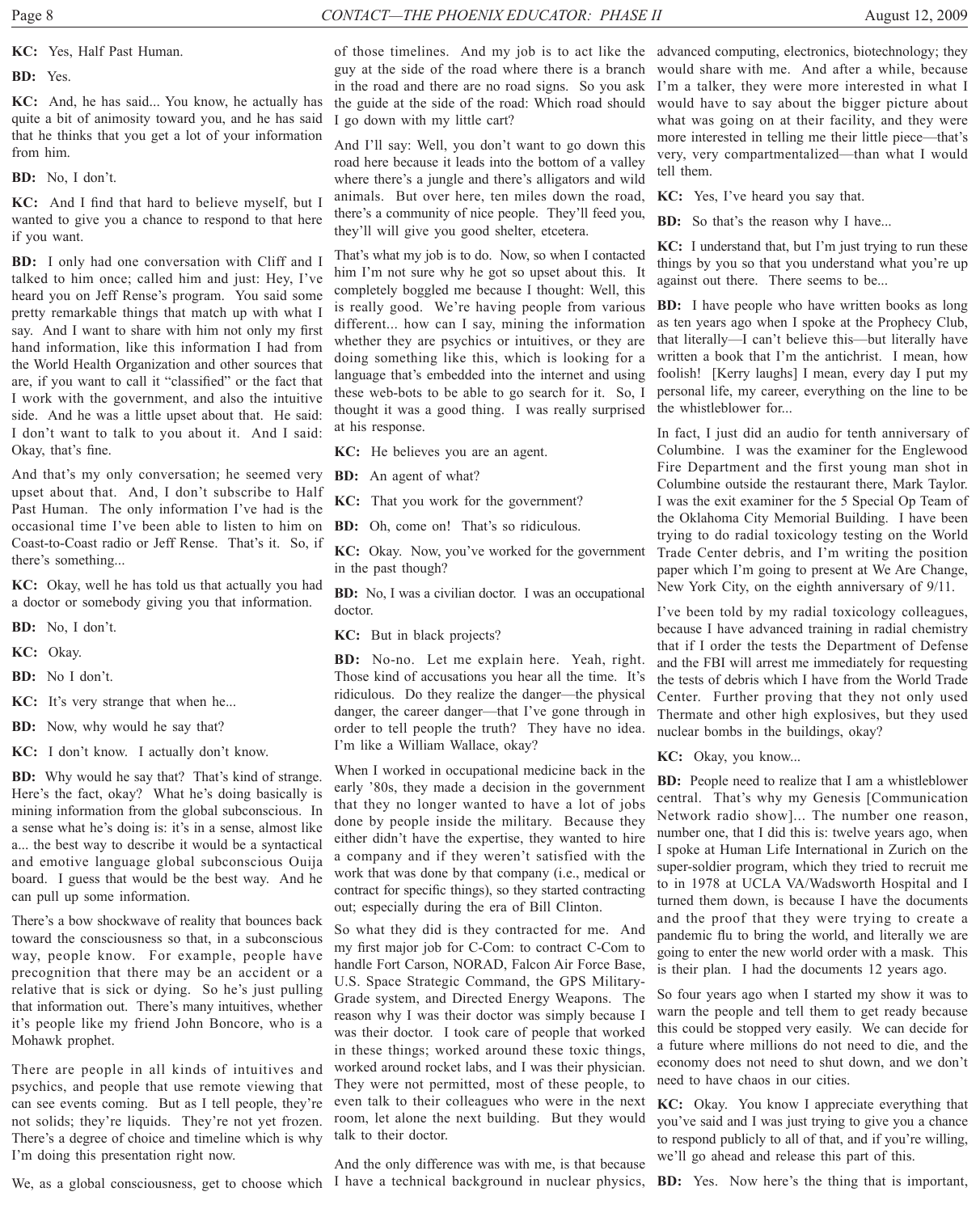**KC:** Yes, Half Past Human.

**BD:** Yes.

**KC:** And, he has said... You know, he actually has quite a bit of animosity toward you, and he has said that he thinks that you get a lot of your information from him.

**BD:** No, I don't.

**KC:** And I find that hard to believe myself, but I wanted to give you a chance to respond to that here if you want.

**BD:** I only had one conversation with Cliff and I talked to him once; called him and just: Hey, I've heard you on Jeff Rense's program. You said some pretty remarkable things that match up with what I say. And I want to share with him not only my first hand information, like this information I had from the World Health Organization and other sources that are, if you want to call it "classified" or the fact that I work with the government, and also the intuitive side. And he was a little upset about that. He said: I don't want to talk to you about it. And I said: Okay, that's fine.

And that's my only conversation; he seemed very upset about that. And, I don't subscribe to Half Past Human. The only information I've had is the occasional time I've been able to listen to him on Coast-to-Coast radio or Jeff Rense. That's it. So, if there's something...

**KC:** Okay, well he has told us that actually you had a doctor or somebody giving you that information.

**BD:** No, I don't.

**KC:** Okay.

**BD:** No I don't.

**KC:** It's very strange that when he...

**BD:** Now, why would he say that?

**KC:** I don't know. I actually don't know.

**BD:** Why would he say that? That's kind of strange. Here's the fact, okay? What he's doing basically is mining information from the global subconscious. In a sense what he's doing is: it's in a sense, almost like a... the best way to describe it would be a syntactical and emotive language global subconscious Ouija board. I guess that would be the best way. And he can pull up some information.

There's a bow shockwave of reality that bounces back toward the consciousness so that, in a subconscious way, people know. For example, people have precognition that there may be an accident or a relative that is sick or dying. So he's just pulling that information out. There's many intuitives, whether it's people like my friend John Boncore, who is a Mohawk prophet.

There are people in all kinds of intuitives and psychics, and people that use remote viewing that can see events coming. But as I tell people, they're not solids; they're liquids. They're not yet frozen. There's a degree of choice and timeline which is why I'm doing this presentation right now.

We, as a global consciousness, get to choose which of those timelines. And my job is to act like the guy at the side of the road where there is a branch in the road and there are no road signs. So you ask the guide at the side of the road: Which road should I go down with my little cart?

And I'll say: Well, you don't want to go down this road here because it leads into the bottom of a valley where there's a jungle and there's alligators and wild animals. But over here, ten miles down the road, there's a community of nice people. They'll feed you, they'll will give you good shelter, etcetera.

That's what my job is to do. Now, so when I contacted him I'm not sure why he got so upset about this. It completely boggled me because I thought: Well, this is really good. We're having people from various different... how can I say, mining the information whether they are psychics or intuitives, or they are doing something like this, which is looking for a language that's embedded into the internet and using these web-bots to be able to go search for it. So, I thought it was a good thing. I was really surprised at his response.

**KC:** He believes you are an agent.

**BD:** An agent of what?

**KC:** That you work for the government?

**BD:** Oh, come on! That's so ridiculous.

**KC:** Okay. Now, you've worked for the government in the past though?

**BD:** No, I was a civilian doctor. I was an occupational doctor.

**KC:** But in black projects?

**BD:** No-no. Let me explain here. Yeah, right. Those kind of accusations you hear all the time. It's ridiculous. Do they realize the danger—the physical danger, the career danger—that I've gone through in order to tell people the truth? They have no idea. I'm like a William Wallace, okay?

When I worked in occupational medicine back in the early '80s, they made a decision in the government that they no longer wanted to have a lot of jobs done by people inside the military. Because they either didn't have the expertise, they wanted to hire a company and if they weren't satisfied with the work that was done by that company (i.e., medical or contract for specific things), so they started contracting out; especially during the era of Bill Clinton.

So what they did is they contracted for me. And my first major job for C-Com: to contract C-Com to handle Fort Carson, NORAD, Falcon Air Force Base, U.S. Space Strategic Command, the GPS Military-Grade system, and Directed Energy Weapons. The reason why I was their doctor was simply because I was their doctor. I took care of people that worked in these things; worked around these toxic things, worked around rocket labs, and I was their physician. They were not permitted, most of these people, to even talk to their colleagues who were in the next room, let alone the next building. But they would talk to their doctor.

And the only difference was with me, is that because I have a technical background in nuclear physics, advanced computing, electronics, biotechnology; they would share with me. And after a while, because I'm a talker, they were more interested in what I would have to say about the bigger picture about what was going on at their facility, and they were more interested in telling me their little piece—that's very, very compartmentalized—than what I would tell them.

**KC:** Yes, I've heard you say that.

**BD:** So that's the reason why I have...

**KC:** I understand that, but I'm just trying to run these things by you so that you understand what you're up against out there. There seems to be...

**BD:** I have people who have written books as long as ten years ago when I spoke at the Prophecy Club, that literally—I can't believe this—but literally have written a book that I'm the antichrist. I mean, how foolish! [Kerry laughs] I mean, every day I put my personal life, my career, everything on the line to be the whistleblower for...

In fact, I just did an audio for tenth anniversary of Columbine. I was the examiner for the Englewood Fire Department and the first young man shot in Columbine outside the restaurant there, Mark Taylor. I was the exit examiner for the 5 Special Op Team of the Oklahoma City Memorial Building. I have been trying to do radial toxicology testing on the World Trade Center debris, and I'm writing the position paper which I'm going to present at We Are Change, New York City, on the eighth anniversary of 9/11.

I've been told by my radial toxicology colleagues, because I have advanced training in radial chemistry that if I order the tests the Department of Defense and the FBI will arrest me immediately for requesting the tests of debris which I have from the World Trade Center. Further proving that they not only used Thermate and other high explosives, but they used nuclear bombs in the buildings, okay?

**KC:** Okay, you know...

**BD:** People need to realize that I am a whistleblower central. That's why my Genesis [Communication Network radio show]... The number one reason, number one, that I did this is: twelve years ago, when I spoke at Human Life International in Zurich on the super-soldier program, which they tried to recruit me to in 1978 at UCLA VA/Wadsworth Hospital and I turned them down, is because I have the documents and the proof that they were trying to create a pandemic flu to bring the world, and literally we are going to enter the new world order with a mask. This is their plan. I had the documents 12 years ago.

So four years ago when I started my show it was to warn the people and tell them to get ready because this could be stopped very easily. We can decide for a future where millions do not need to die, and the economy does not need to shut down, and we don't need to have chaos in our cities.

**KC:** Okay. You know I appreciate everything that you've said and I was just trying to give you a chance to respond publicly to all of that, and if you're willing, we'll go ahead and release this part of this.

**BD:** Yes. Now here's the thing that is important,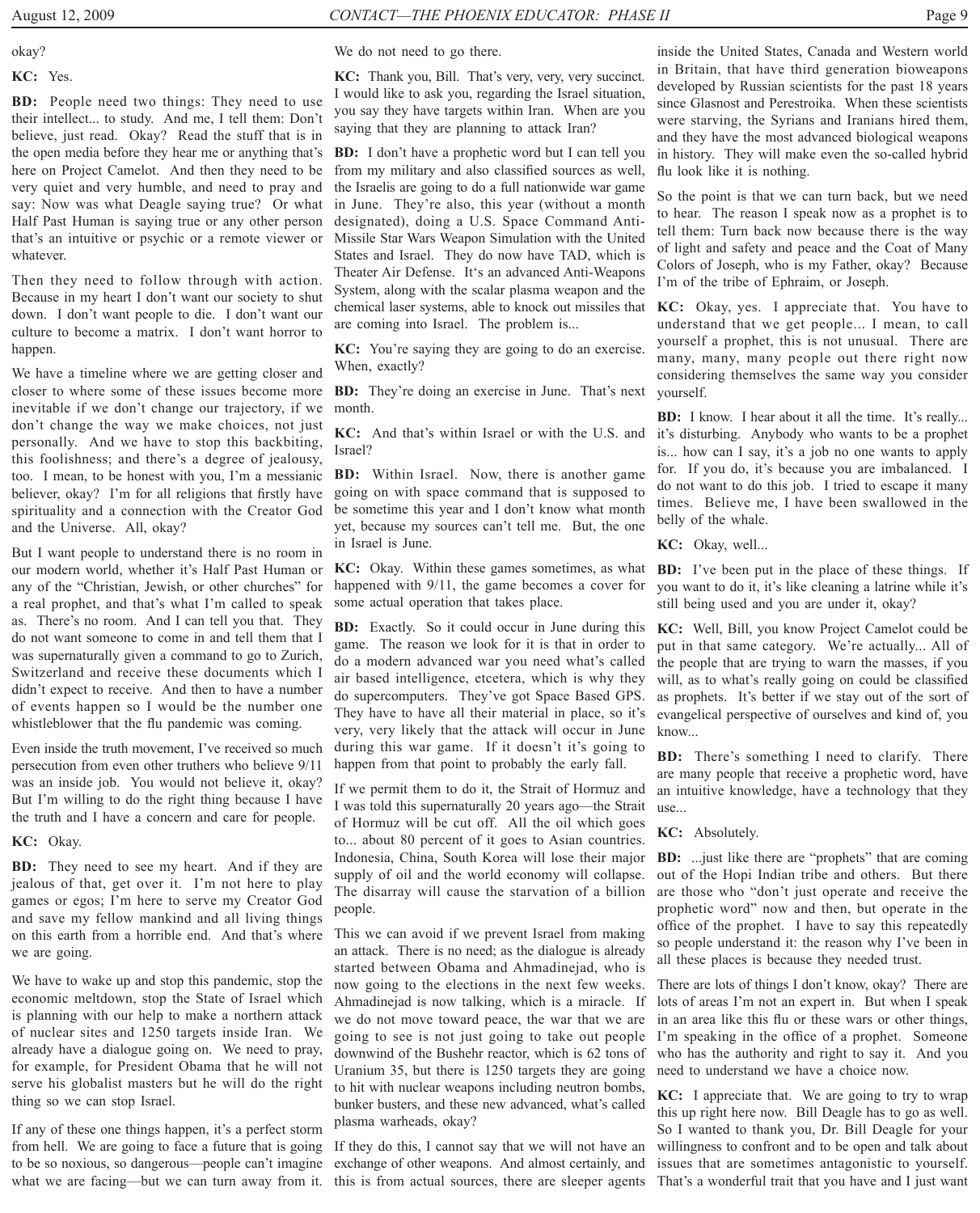okay?

**KC:** Yes.

**BD:** People need two things: They need to use their intellect... to study. And me, I tell them: Don't believe, just read. Okay? Read the stuff that is in the open media before they hear me or anything that's here on Project Camelot. And then they need to be very quiet and very humble, and need to pray and say: Now was what Deagle saying true? Or what Half Past Human is saying true or any other person that's an intuitive or psychic or a remote viewer or whatever.

Then they need to follow through with action. Because in my heart I don't want our society to shut down. I don't want people to die. I don't want our culture to become a matrix. I don't want horror to happen.

We have a timeline where we are getting closer and closer to where some of these issues become more inevitable if we don't change our trajectory, if we don't change the way we make choices, not just personally. And we have to stop this backbiting, this foolishness; and there's a degree of jealousy, too. I mean, to be honest with you, I'm a messianic believer, okay? I'm for all religions that firstly have spirituality and a connection with the Creator God and the Universe. All, okay?

But I want people to understand there is no room in our modern world, whether it's Half Past Human or any of the "Christian, Jewish, or other churches" for a real prophet, and that's what I'm called to speak as. There's no room. And I can tell you that. They do not want someone to come in and tell them that I was supernaturally given a command to go to Zurich, Switzerland and receive these documents which I didn't expect to receive. And then to have a number of events happen so I would be the number one whistleblower that the flu pandemic was coming.

Even inside the truth movement, I've received so much persecution from even other truthers who believe 9/11 was an inside job. You would not believe it, okay? But I'm willing to do the right thing because I have the truth and I have a concern and care for people.

**KC:** Okay.

**BD:** They need to see my heart. And if they are jealous of that, get over it. I'm not here to play games or egos; I'm here to serve my Creator God and save my fellow mankind and all living things on this earth from a horrible end. And that's where we are going.

We have to wake up and stop this pandemic, stop the economic meltdown, stop the State of Israel which is planning with our help to make a northern attack of nuclear sites and 1250 targets inside Iran. We already have a dialogue going on. We need to pray, for example, for President Obama that he will not serve his globalist masters but he will do the right thing so we can stop Israel.

If any of these one things happen, it's a perfect storm from hell. We are going to face a future that is going to be so noxious, so dangerous—people can't imagine what we are facing—but we can turn away from it. We do not need to go there.

**KC:** Thank you, Bill. That's very, very, very succinct. I would like to ask you, regarding the Israel situation, you say they have targets within Iran. When are you saying that they are planning to attack Iran?

**BD:** I don't have a prophetic word but I can tell you from my military and also classified sources as well, the Israelis are going to do a full nationwide war game in June. They're also, this year (without a month designated), doing a U.S. Space Command Anti-Missile Star Wars Weapon Simulation with the United States and Israel. They do now have TAD, which is Theater Air Defense. It's an advanced Anti-Weapons System, along with the scalar plasma weapon and the chemical laser systems, able to knock out missiles that are coming into Israel. The problem is...

**KC:** You're saying they are going to do an exercise. When, exactly?

**BD:** They're doing an exercise in June. That's next month.

**KC:** And that's within Israel or with the U.S. and Israel?

**BD:** Within Israel. Now, there is another game going on with space command that is supposed to be sometime this year and I don't know what month yet, because my sources can't tell me. But, the one in Israel is June.

**KC:** Okay. Within these games sometimes, as what happened with 9/11, the game becomes a cover for some actual operation that takes place.

**BD:** Exactly. So it could occur in June during this game. The reason we look for it is that in order to do a modern advanced war you need what's called air based intelligence, etcetera, which is why they do supercomputers. They've got Space Based GPS. They have to have all their material in place, so it's very, very likely that the attack will occur in June during this war game. If it doesn't it's going to happen from that point to probably the early fall.

If we permit them to do it, the Strait of Hormuz and I was told this supernaturally 20 years ago—the Strait of Hormuz will be cut off. All the oil which goes to... about 80 percent of it goes to Asian countries. Indonesia, China, South Korea will lose their major supply of oil and the world economy will collapse. The disarray will cause the starvation of a billion people.

This we can avoid if we prevent Israel from making an attack. There is no need; as the dialogue is already started between Obama and Ahmadinejad, who is now going to the elections in the next few weeks. Ahmadinejad is now talking, which is a miracle. If we do not move toward peace, the war that we are going to see is not just going to take out people downwind of the Bushehr reactor, which is 62 tons of Uranium 35, but there is 1250 targets they are going to hit with nuclear weapons including neutron bombs, bunker busters, and these new advanced, what's called plasma warheads, okay?

If they do this, I cannot say that we will not have an exchange of other weapons. And almost certainly, and this is from actual sources, there are sleeper agents inside the United States, Canada and Western world in Britain, that have third generation bioweapons developed by Russian scientists for the past 18 years since Glasnost and Perestroika. When these scientists were starving, the Syrians and Iranians hired them, and they have the most advanced biological weapons in history. They will make even the so-called hybrid flu look like it is nothing.

So the point is that we can turn back, but we need to hear. The reason I speak now as a prophet is to tell them: Turn back now because there is the way of light and safety and peace and the Coat of Many Colors of Joseph, who is my Father, okay? Because I'm of the tribe of Ephraim, or Joseph.

**KC:** Okay, yes. I appreciate that. You have to understand that we get people... I mean, to call yourself a prophet, this is not unusual. There are many, many, many people out there right now considering themselves the same way you consider yourself.

**BD:** I know. I hear about it all the time. It's really... it's disturbing. Anybody who wants to be a prophet is... how can I say, it's a job no one wants to apply for. If you do, it's because you are imbalanced. I do not want to do this job. I tried to escape it many times. Believe me, I have been swallowed in the belly of the whale.

**KC:** Okay, well...

**BD:** I've been put in the place of these things. If you want to do it, it's like cleaning a latrine while it's still being used and you are under it, okay?

**KC:** Well, Bill, you know Project Camelot could be put in that same category. We're actually... All of the people that are trying to warn the masses, if you will, as to what's really going on could be classified as prophets. It's better if we stay out of the sort of evangelical perspective of ourselves and kind of, you know...

**BD:** There's something I need to clarify. There are many people that receive a prophetic word, have an intuitive knowledge, have a technology that they use...

**KC:** Absolutely.

**BD:** ...just like there are "prophets" that are coming out of the Hopi Indian tribe and others. But there are those who "don't just operate and receive the prophetic word" now and then, but operate in the office of the prophet. I have to say this repeatedly so people understand it: the reason why I've been in all these places is because they needed trust.

There are lots of things I don't know, okay? There are lots of areas I'm not an expert in. But when I speak in an area like this flu or these wars or other things, I'm speaking in the office of a prophet. Someone who has the authority and right to say it. And you need to understand we have a choice now.

**KC:** I appreciate that. We are going to try to wrap this up right here now. Bill Deagle has to go as well. So I wanted to thank you, Dr. Bill Deagle for your willingness to confront and to be open and talk about issues that are sometimes antagonistic to yourself. That's a wonderful trait that you have and I just want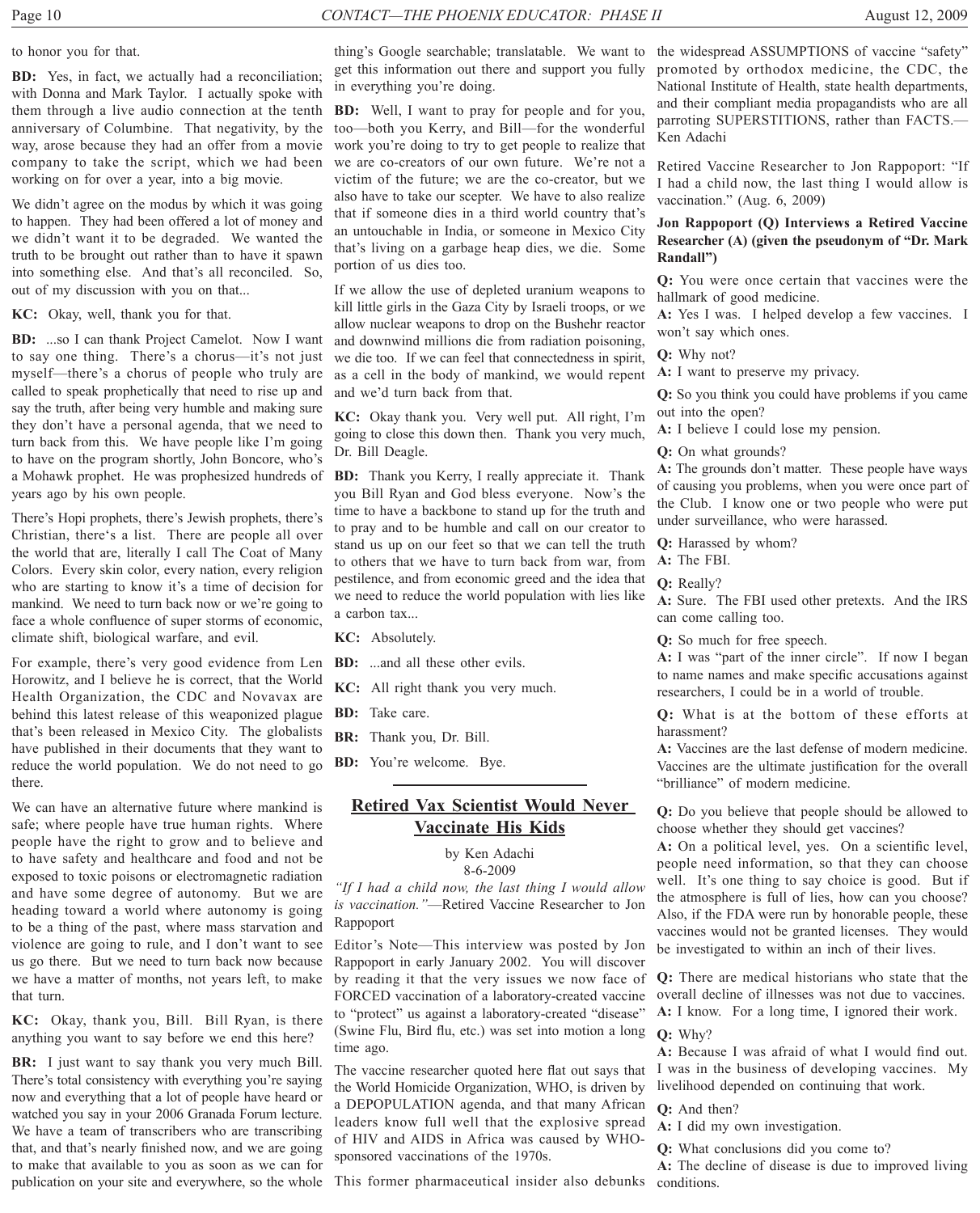to honor you for that.

**BD:** Yes, in fact, we actually had a reconciliation; with Donna and Mark Taylor. I actually spoke with them through a live audio connection at the tenth anniversary of Columbine. That negativity, by the way, arose because they had an offer from a movie company to take the script, which we had been working on for over a year, into a big movie.

We didn't agree on the modus by which it was going to happen. They had been offered a lot of money and we didn't want it to be degraded. We wanted the truth to be brought out rather than to have it spawn into something else. And that's all reconciled. So, out of my discussion with you on that...

**KC:** Okay, well, thank you for that.

**BD:** ...so I can thank Project Camelot. Now I want to say one thing. There's a chorus—it's not just myself—there's a chorus of people who truly are called to speak prophetically that need to rise up and say the truth, after being very humble and making sure they don't have a personal agenda, that we need to turn back from this. We have people like I'm going to have on the program shortly, John Boncore, who's a Mohawk prophet. He was prophesized hundreds of years ago by his own people.

There's Hopi prophets, there's Jewish prophets, there's Christian, there's a list. There are people all over the world that are, literally I call The Coat of Many Colors. Every skin color, every nation, every religion who are starting to know it's a time of decision for mankind. We need to turn back now or we're going to face a whole confluence of super storms of economic, climate shift, biological warfare, and evil.

For example, there's very good evidence from Len Horowitz, and I believe he is correct, that the World Health Organization, the CDC and Novavax are behind this latest release of this weaponized plague that's been released in Mexico City. The globalists have published in their documents that they want to reduce the world population. We do not need to go there.

We can have an alternative future where mankind is safe; where people have true human rights. Where people have the right to grow and to believe and to have safety and healthcare and food and not be exposed to toxic poisons or electromagnetic radiation and have some degree of autonomy. But we are heading toward a world where autonomy is going to be a thing of the past, where mass starvation and violence are going to rule, and I don't want to see us go there. But we need to turn back now because we have a matter of months, not years left, to make that turn.

**KC:** Okay, thank you, Bill. Bill Ryan, is there anything you want to say before we end this here?

**BR:** I just want to say thank you very much Bill. There's total consistency with everything you're saying now and everything that a lot of people have heard or watched you say in your 2006 Granada Forum lecture. We have a team of transcribers who are transcribing that, and that's nearly finished now, and we are going to make that available to you as soon as we can for publication on your site and everywhere, so the whole thing's Google searchable; translatable. We want to get this information out there and support you fully in everything you're doing.

**BD:** Well, I want to pray for people and for you, too—both you Kerry, and Bill—for the wonderful work you're doing to try to get people to realize that we are co-creators of our own future. We're not a victim of the future; we are the co-creator, but we also have to take our scepter. We have to also realize that if someone dies in a third world country that's an untouchable in India, or someone in Mexico City that's living on a garbage heap dies, we die. Some portion of us dies too.

If we allow the use of depleted uranium weapons to kill little girls in the Gaza City by Israeli troops, or we allow nuclear weapons to drop on the Bushehr reactor and downwind millions die from radiation poisoning, we die too. If we can feel that connectedness in spirit, as a cell in the body of mankind, we would repent and we'd turn back from that.

**KC:** Okay thank you. Very well put. All right, I'm going to close this down then. Thank you very much, Dr. Bill Deagle.

**BD:** Thank you Kerry, I really appreciate it. Thank you Bill Ryan and God bless everyone. Now's the time to have a backbone to stand up for the truth and to pray and to be humble and call on our creator to stand us up on our feet so that we can tell the truth to others that we have to turn back from war, from pestilence, and from economic greed and the idea that we need to reduce the world population with lies like a carbon tax...

**KC:** Absolutely.

**BD:** ...and all these other evils.

**KC:** All right thank you very much.

**BD:** Take care.

**BR:** Thank you, Dr. Bill.

**BD:** You're welcome. Bye.

---

## Retired Vax Scientist Would Never Vaccinate His Kids

by Ken Adachi
8-6-2009

*"If I had a child now, the last thing I would allow is vaccination."*—Retired Vaccine Researcher to Jon Rappoport

Editor's Note—This interview was posted by Jon Rappoport in early January 2002. You will discover by reading it that the very issues we now face of FORCED vaccination of a laboratory-created vaccine to "protect" us against a laboratory-created "disease" (Swine Flu, Bird flu, etc.) was set into motion a long time ago.

The vaccine researcher quoted here flat out says that the World Homicide Organization, WHO, is driven by a DEPOPULATION agenda, and that many African leaders know full well that the explosive spread of HIV and AIDS in Africa was caused by WHO-sponsored vaccinations of the 1970s.

This former pharmaceutical insider also debunks the widespread ASSUMPTIONS of vaccine "safety" promoted by orthodox medicine, the CDC, the National Institute of Health, state health departments, and their compliant media propagandists who are all parroting SUPERSTITIONS, rather than FACTS.—Ken Adachi

Retired Vaccine Researcher to Jon Rappoport: "If I had a child now, the last thing I would allow is vaccination." (Aug. 6, 2009)

**Jon Rappoport (Q) Interviews a Retired Vaccine Researcher (A) (given the pseudonym of "Dr. Mark Randall")**

**Q:** You were once certain that vaccines were the hallmark of good medicine.
**A:** Yes I was. I helped develop a few vaccines. I won't say which ones.

**Q:** Why not?
**A:** I want to preserve my privacy.

**Q:** So you think you could have problems if you came out into the open?
**A:** I believe I could lose my pension.

**Q:** On what grounds?
**A:** The grounds don't matter. These people have ways of causing you problems, when you were once part of the Club. I know one or two people who were put under surveillance, who were harassed.

**Q:** Harassed by whom?
**A:** The FBI.

**Q:** Really?
**A:** Sure. The FBI used other pretexts. And the IRS can come calling too.

**Q:** So much for free speech.
**A:** I was "part of the inner circle". If now I began to name names and make specific accusations against researchers, I could be in a world of trouble.

**Q:** What is at the bottom of these efforts at harassment?
**A:** Vaccines are the last defense of modern medicine. Vaccines are the ultimate justification for the overall "brilliance" of modern medicine.

**Q:** Do you believe that people should be allowed to choose whether they should get vaccines?
**A:** On a political level, yes. On a scientific level, people need information, so that they can choose well. It's one thing to say choice is good. But if the atmosphere is full of lies, how can you choose? Also, if the FDA were run by honorable people, these vaccines would not be granted licenses. They would be investigated to within an inch of their lives.

**Q:** There are medical historians who state that the overall decline of illnesses was not due to vaccines.
**A:** I know. For a long time, I ignored their work.

**Q:** Why?
**A:** Because I was afraid of what I would find out. I was in the business of developing vaccines. My livelihood depended on continuing that work.

**Q:** And then?
**A:** I did my own investigation.

**Q:** What conclusions did you come to?
**A:** The decline of disease is due to improved living conditions.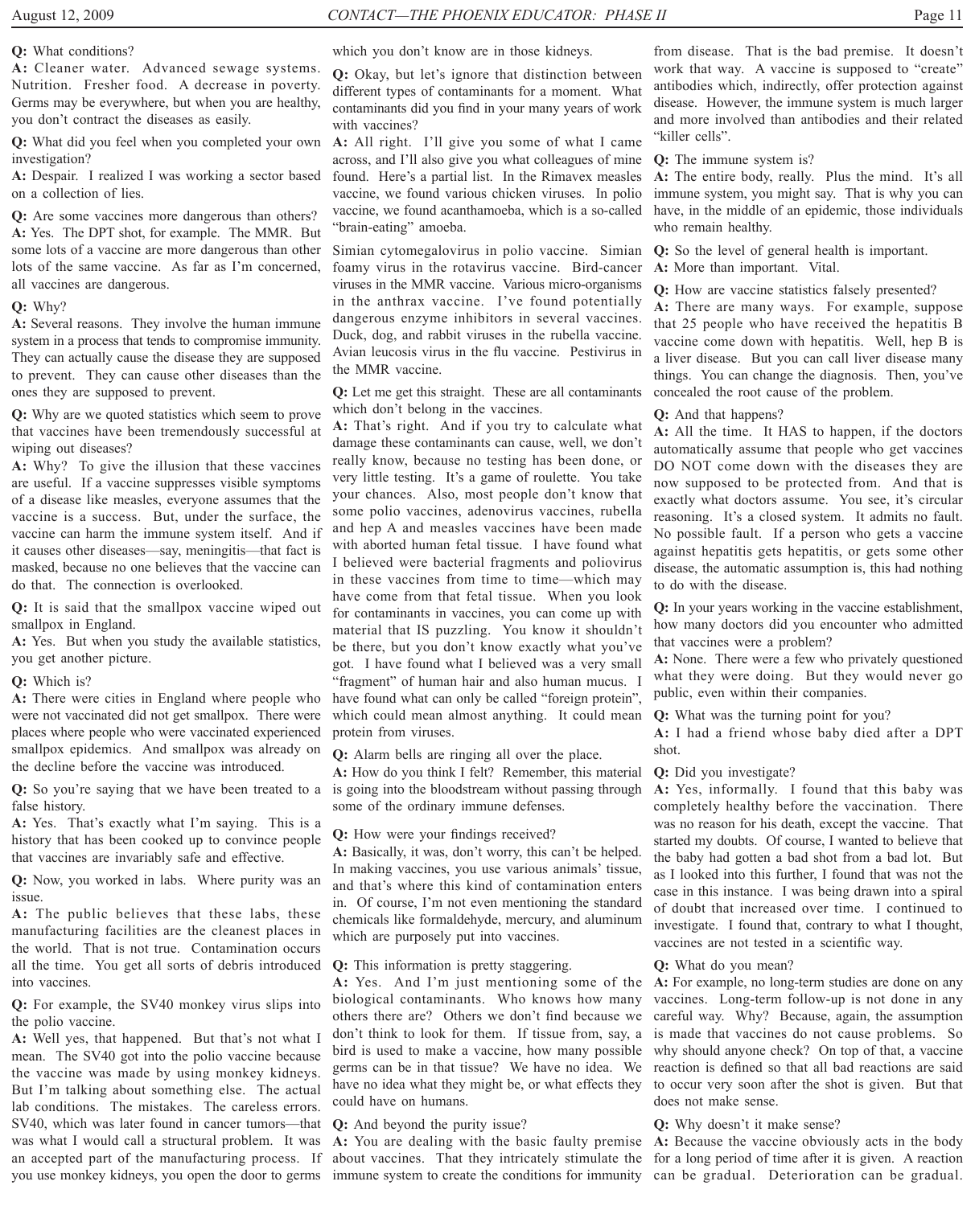**Q:** What conditions?
**A:** Cleaner water. Advanced sewage systems. Nutrition. Fresher food. A decrease in poverty. Germs may be everywhere, but when you are healthy, you don't contract the diseases as easily.

**Q:** What did you feel when you completed your own investigation?
**A:** Despair. I realized I was working a sector based on a collection of lies.

**Q:** Are some vaccines more dangerous than others?
**A:** Yes. The DPT shot, for example. The MMR. But some lots of a vaccine are more dangerous than other lots of the same vaccine. As far as I'm concerned, all vaccines are dangerous.

**Q:** Why?
**A:** Several reasons. They involve the human immune system in a process that tends to compromise immunity. They can actually cause the disease they are supposed to prevent. They can cause other diseases than the ones they are supposed to prevent.

**Q:** Why are we quoted statistics which seem to prove that vaccines have been tremendously successful at wiping out diseases?
**A:** Why? To give the illusion that these vaccines are useful. If a vaccine suppresses visible symptoms of a disease like measles, everyone assumes that the vaccine is a success. But, under the surface, the vaccine can harm the immune system itself. And if it causes other diseases—say, meningitis—that fact is masked, because no one believes that the vaccine can do that. The connection is overlooked.

**Q:** It is said that the smallpox vaccine wiped out smallpox in England.
**A:** Yes. But when you study the available statistics, you get another picture.

**Q:** Which is?
**A:** There were cities in England where people who were not vaccinated did not get smallpox. There were places where people who were vaccinated experienced smallpox epidemics. And smallpox was already on the decline before the vaccine was introduced.

**Q:** So you're saying that we have been treated to a false history.
**A:** Yes. That's exactly what I'm saying. This is a history that has been cooked up to convince people that vaccines are invariably safe and effective.

**Q:** Now, you worked in labs. Where purity was an issue.
**A:** The public believes that these labs, these manufacturing facilities are the cleanest places in the world. That is not true. Contamination occurs all the time. You get all sorts of debris introduced into vaccines.

**Q:** For example, the SV40 monkey virus slips into the polio vaccine.
**A:** Well yes, that happened. But that's not what I mean. The SV40 got into the polio vaccine because the vaccine was made by using monkey kidneys. But I'm talking about something else. The actual lab conditions. The mistakes. The careless errors. SV40, which was later found in cancer tumors—that was what I would call a structural problem. It was an accepted part of the manufacturing process. If you use monkey kidneys, you open the door to germs which you don't know are in those kidneys.

**Q:** Okay, but let's ignore that distinction between different types of contaminants for a moment. What contaminants did you find in your many years of work with vaccines?
**A:** All right. I'll give you some of what I came across, and I'll also give you what colleagues of mine found. Here's a partial list. In the Rimavex measles vaccine, we found various chicken viruses. In polio vaccine, we found acanthamoeba, which is a so-called "brain-eating" amoeba.

Simian cytomegalovirus in polio vaccine. Simian foamy virus in the rotavirus vaccine. Bird-cancer viruses in the MMR vaccine. Various micro-organisms in the anthrax vaccine. I've found potentially dangerous enzyme inhibitors in several vaccines. Duck, dog, and rabbit viruses in the rubella vaccine. Avian leucosis virus in the flu vaccine. Pestivirus in the MMR vaccine.

**Q:** Let me get this straight. These are all contaminants which don't belong in the vaccines.
**A:** That's right. And if you try to calculate what damage these contaminants can cause, well, we don't really know, because no testing has been done, or very little testing. It's a game of roulette. You take your chances. Also, most people don't know that some polio vaccines, adenovirus vaccines, rubella and hep A and measles vaccines have been made with aborted human fetal tissue. I have found what I believed were bacterial fragments and poliovirus in these vaccines from time to time—which may have come from that fetal tissue. When you look for contaminants in vaccines, you can come up with material that IS puzzling. You know it shouldn't be there, but you don't know exactly what you've got. I have found what I believed was a very small "fragment" of human hair and also human mucus. I have found what can only be called "foreign protein", which could mean almost anything. It could mean protein from viruses.

**Q:** Alarm bells are ringing all over the place.
**A:** How do you think I felt? Remember, this material is going into the bloodstream without passing through some of the ordinary immune defenses.

**Q:** How were your findings received?
**A:** Basically, it was, don't worry, this can't be helped. In making vaccines, you use various animals' tissue, and that's where this kind of contamination enters in. Of course, I'm not even mentioning the standard chemicals like formaldehyde, mercury, and aluminum which are purposely put into vaccines.

**Q:** This information is pretty staggering.
**A:** Yes. And I'm just mentioning some of the biological contaminants. Who knows how many others there are? Others we don't find because we don't think to look for them. If tissue from, say, a bird is used to make a vaccine, how many possible germs can be in that tissue? We have no idea. We have no idea what they might be, or what effects they could have on humans.

**Q:** And beyond the purity issue?
**A:** You are dealing with the basic faulty premise about vaccines. That they intricately stimulate the immune system to create the conditions for immunity from disease. That is the bad premise. It doesn't work that way. A vaccine is supposed to "create" antibodies which, indirectly, offer protection against disease. However, the immune system is much larger and more involved than antibodies and their related "killer cells".

**Q:** The immune system is?
**A:** The entire body, really. Plus the mind. It's all immune system, you might say. That is why you can have, in the middle of an epidemic, those individuals who remain healthy.

**Q:** So the level of general health is important.
**A:** More than important. Vital.

**Q:** How are vaccine statistics falsely presented?
**A:** There are many ways. For example, suppose that 25 people who have received the hepatitis B vaccine come down with hepatitis. Well, hep B is a liver disease. But you can call liver disease many things. You can change the diagnosis. Then, you've concealed the root cause of the problem.

**Q:** And that happens?
**A:** All the time. It HAS to happen, if the doctors automatically assume that people who get vaccines DO NOT come down with the diseases they are now supposed to be protected from. And that is exactly what doctors assume. You see, it's circular reasoning. It's a closed system. It admits no fault. No possible fault. If a person who gets a vaccine against hepatitis gets hepatitis, or gets some other disease, the automatic assumption is, this had nothing to do with the disease.

**Q:** In your years working in the vaccine establishment, how many doctors did you encounter who admitted that vaccines were a problem?
**A:** None. There were a few who privately questioned what they were doing. But they would never go public, even within their companies.

**Q:** What was the turning point for you?
**A:** I had a friend whose baby died after a DPT shot.

**Q:** Did you investigate?
**A:** Yes, informally. I found that this baby was completely healthy before the vaccination. There was no reason for his death, except the vaccine. That started my doubts. Of course, I wanted to believe that the baby had gotten a bad shot from a bad lot. But as I looked into this further, I found that was not the case in this instance. I was being drawn into a spiral of doubt that increased over time. I continued to investigate. I found that, contrary to what I thought, vaccines are not tested in a scientific way.

**Q:** What do you mean?
**A:** For example, no long-term studies are done on any vaccines. Long-term follow-up is not done in any careful way. Why? Because, again, the assumption is made that vaccines do not cause problems. So why should anyone check? On top of that, a vaccine reaction is defined so that all bad reactions are said to occur very soon after the shot is given. But that does not make sense.

**Q:** Why doesn't it make sense?
**A:** Because the vaccine obviously acts in the body for a long period of time after it is given. A reaction can be gradual. Deterioration can be gradual.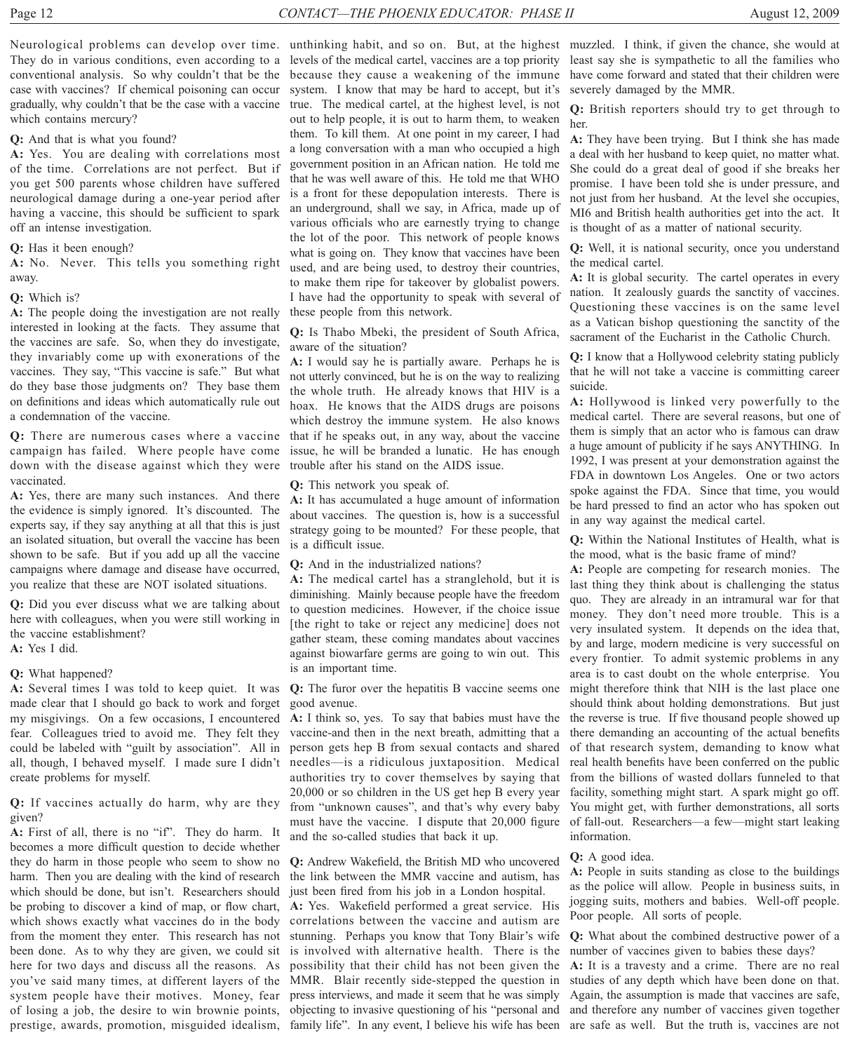Neurological problems can develop over time. They do in various conditions, even according to a conventional analysis. So why couldn't that be the case with vaccines? If chemical poisoning can occur gradually, why couldn't that be the case with a vaccine which contains mercury?

**Q:** And that is what you found?

**A:** Yes. You are dealing with correlations most of the time. Correlations are not perfect. But if you get 500 parents whose children have suffered neurological damage during a one-year period after having a vaccine, this should be sufficient to spark off an intense investigation.

**Q:** Has it been enough?

**A:** No. Never. This tells you something right away.

**Q:** Which is?

**A:** The people doing the investigation are not really interested in looking at the facts. They assume that the vaccines are safe. So, when they do investigate, they invariably come up with exonerations of the vaccines. They say, "This vaccine is safe." But what do they base those judgments on? They base them on definitions and ideas which automatically rule out a condemnation of the vaccine.

**Q:** There are numerous cases where a vaccine campaign has failed. Where people have come down with the disease against which they were vaccinated.

**A:** Yes, there are many such instances. And there the evidence is simply ignored. It's discounted. The experts say, if they say anything at all that this is just an isolated situation, but overall the vaccine has been shown to be safe. But if you add up all the vaccine campaigns where damage and disease have occurred, you realize that these are NOT isolated situations.

**Q:** Did you ever discuss what we are talking about here with colleagues, when you were still working in the vaccine establishment?

**A:** Yes I did.

**Q:** What happened?

**A:** Several times I was told to keep quiet. It was made clear that I should go back to work and forget my misgivings. On a few occasions, I encountered fear. Colleagues tried to avoid me. They felt they could be labeled with "guilt by association". All in all, though, I behaved myself. I made sure I didn't create problems for myself.

**Q:** If vaccines actually do harm, why are they given?

**A:** First of all, there is no "if". They do harm. It becomes a more difficult question to decide whether they do harm in those people who seem to show no harm. Then you are dealing with the kind of research which should be done, but isn't. Researchers should be probing to discover a kind of map, or flow chart, which shows exactly what vaccines do in the body from the moment they enter. This research has not been done. As to why they are given, we could sit here for two days and discuss all the reasons. As you've said many times, at different layers of the system people have their motives. Money, fear of losing a job, the desire to win brownie points, prestige, awards, promotion, misguided idealism, unthinking habit, and so on. But, at the highest levels of the medical cartel, vaccines are a top priority because they cause a weakening of the immune system. I know that may be hard to accept, but it's true. The medical cartel, at the highest level, is not out to help people, it is out to harm them, to weaken them. To kill them. At one point in my career, I had a long conversation with a man who occupied a high government position in an African nation. He told me that he was well aware of this. He told me that WHO is a front for these depopulation interests. There is an underground, shall we say, in Africa, made up of various officials who are earnestly trying to change the lot of the poor. This network of people knows what is going on. They know that vaccines have been used, and are being used, to destroy their countries, to make them ripe for takeover by globalist powers. I have had the opportunity to speak with several of these people from this network.

**Q:** Is Thabo Mbeki, the president of South Africa, aware of the situation?

**A:** I would say he is partially aware. Perhaps he is not utterly convinced, but he is on the way to realizing the whole truth. He already knows that HIV is a hoax. He knows that the AIDS drugs are poisons which destroy the immune system. He also knows that if he speaks out, in any way, about the vaccine issue, he will be branded a lunatic. He has enough trouble after his stand on the AIDS issue.

**Q:** This network you speak of.

**A:** It has accumulated a huge amount of information about vaccines. The question is, how is a successful strategy going to be mounted? For these people, that is a difficult issue.

**Q:** And in the industrialized nations?

**A:** The medical cartel has a stranglehold, but it is diminishing. Mainly because people have the freedom to question medicines. However, if the choice issue [the right to take or reject any medicine] does not gather steam, these coming mandates about vaccines against biowarfare germs are going to win out. This is an important time.

**Q:** The furor over the hepatitis B vaccine seems one good avenue.

**A:** I think so, yes. To say that babies must have the vaccine-and then in the next breath, admitting that a person gets hep B from sexual contacts and shared needles—is a ridiculous juxtaposition. Medical authorities try to cover themselves by saying that 20,000 or so children in the US get hep B every year from "unknown causes", and that's why every baby must have the vaccine. I dispute that 20,000 figure and the so-called studies that back it up.

**Q:** Andrew Wakefield, the British MD who uncovered the link between the MMR vaccine and autism, has just been fired from his job in a London hospital.

**A:** Yes. Wakefield performed a great service. His correlations between the vaccine and autism are stunning. Perhaps you know that Tony Blair's wife is involved with alternative health. There is the possibility that their child has not been given the MMR. Blair recently side-stepped the question in press interviews, and made it seem that he was simply objecting to invasive questioning of his "personal and family life". In any event, I believe his wife has been muzzled. I think, if given the chance, she would at least say she is sympathetic to all the families who have come forward and stated that their children were severely damaged by the MMR.

**Q:** British reporters should try to get through to her.

**A:** They have been trying. But I think she has made a deal with her husband to keep quiet, no matter what. She could do a great deal of good if she breaks her promise. I have been told she is under pressure, and not just from her husband. At the level she occupies, MI6 and British health authorities get into the act. It is thought of as a matter of national security.

**Q:** Well, it is national security, once you understand the medical cartel.

**A:** It is global security. The cartel operates in every nation. It zealously guards the sanctity of vaccines. Questioning these vaccines is on the same level as a Vatican bishop questioning the sanctity of the sacrament of the Eucharist in the Catholic Church.

**Q:** I know that a Hollywood celebrity stating publicly that he will not take a vaccine is committing career suicide.

**A:** Hollywood is linked very powerfully to the medical cartel. There are several reasons, but one of them is simply that an actor who is famous can draw a huge amount of publicity if he says ANYTHING. In 1992, I was present at your demonstration against the FDA in downtown Los Angeles. One or two actors spoke against the FDA. Since that time, you would be hard pressed to find an actor who has spoken out in any way against the medical cartel.

**Q:** Within the National Institutes of Health, what is the mood, what is the basic frame of mind?

**A:** People are competing for research monies. The last thing they think about is challenging the status quo. They are already in an intramural war for that money. They don't need more trouble. This is a very insulated system. It depends on the idea that, by and large, modern medicine is very successful on every frontier. To admit systemic problems in any area is to cast doubt on the whole enterprise. You might therefore think that NIH is the last place one should think about holding demonstrations. But just the reverse is true. If five thousand people showed up there demanding an accounting of the actual benefits of that research system, demanding to know what real health benefits have been conferred on the public from the billions of wasted dollars funneled to that facility, something might start. A spark might go off. You might get, with further demonstrations, all sorts of fall-out. Researchers—a few—might start leaking information.

**Q:** A good idea.

**A:** People in suits standing as close to the buildings as the police will allow. People in business suits, in jogging suits, mothers and babies. Well-off people. Poor people. All sorts of people.

**Q:** What about the combined destructive power of a number of vaccines given to babies these days?

**A:** It is a travesty and a crime. There are no real studies of any depth which have been done on that. Again, the assumption is made that vaccines are safe, and therefore any number of vaccines given together are safe as well. But the truth is, vaccines are not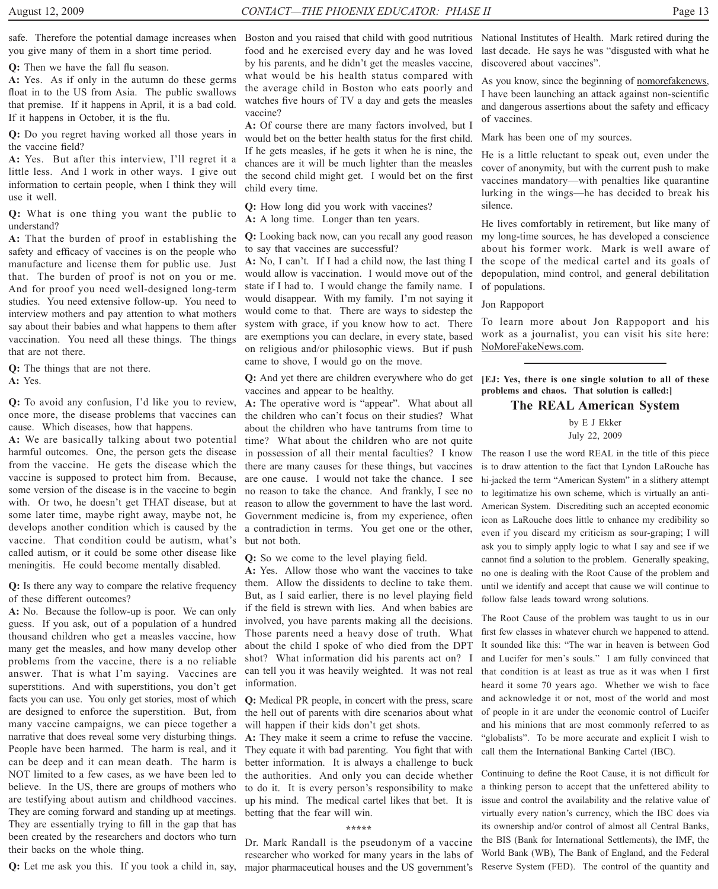safe. Therefore the potential damage increases when you give many of them in a short time period.

**Q:** Then we have the fall flu season.

**A:** Yes. As if only in the autumn do these germs float in to the US from Asia. The public swallows that premise. If it happens in April, it is a bad cold. If it happens in October, it is the flu.

**Q:** Do you regret having worked all those years in the vaccine field?

**A:** Yes. But after this interview, I'll regret it a little less. And I work in other ways. I give out information to certain people, when I think they will use it well.

**Q:** What is one thing you want the public to understand?

**A:** That the burden of proof in establishing the safety and efficacy of vaccines is on the people who manufacture and license them for public use. Just that. The burden of proof is not on you or me. And for proof you need well-designed long-term studies. You need extensive follow-up. You need to interview mothers and pay attention to what mothers say about their babies and what happens to them after vaccination. You need all these things. The things that are not there.

**Q:** The things that are not there.

**A:** Yes.

**Q:** To avoid any confusion, I'd like you to review, once more, the disease problems that vaccines can cause. Which diseases, how that happens.

**A:** We are basically talking about two potential harmful outcomes. One, the person gets the disease from the vaccine. He gets the disease which the vaccine is supposed to protect him from. Because, some version of the disease is in the vaccine to begin with. Or two, he doesn't get THAT disease, but at some later time, maybe right away, maybe not, he develops another condition which is caused by the vaccine. That condition could be autism, what's called autism, or it could be some other disease like meningitis. He could become mentally disabled.

**Q:** Is there any way to compare the relative frequency of these different outcomes?

**A:** No. Because the follow-up is poor. We can only guess. If you ask, out of a population of a hundred thousand children who get a measles vaccine, how many get the measles, and how many develop other problems from the vaccine, there is a no reliable answer. That is what I'm saying. Vaccines are superstitions. And with superstitions, you don't get facts you can use. You only get stories, most of which are designed to enforce the superstition. But, from many vaccine campaigns, we can piece together a narrative that does reveal some very disturbing things. People have been harmed. The harm is real, and it can be deep and it can mean death. The harm is NOT limited to a few cases, as we have been led to believe. In the US, there are groups of mothers who are testifying about autism and childhood vaccines. They are coming forward and standing up at meetings. They are essentially trying to fill in the gap that has been created by the researchers and doctors who turn their backs on the whole thing.

**Q:** Let me ask you this. If you took a child in, say, Boston and you raised that child with good nutritious food and he exercised every day and he was loved by his parents, and he didn't get the measles vaccine, what would be his health status compared with the average child in Boston who eats poorly and watches five hours of TV a day and gets the measles vaccine?

**A:** Of course there are many factors involved, but I would bet on the better health status for the first child. If he gets measles, if he gets it when he is nine, the chances are it will be much lighter than the measles the second child might get. I would bet on the first child every time.

**Q:** How long did you work with vaccines?

**A:** A long time. Longer than ten years.

**Q:** Looking back now, can you recall any good reason to say that vaccines are successful?

**A:** No, I can't. If I had a child now, the last thing I would allow is vaccination. I would move out of the state if I had to. I would change the family name. I would disappear. With my family. I'm not saying it would come to that. There are ways to sidestep the system with grace, if you know how to act. There are exemptions you can declare, in every state, based on religious and/or philosophic views. But if push came to shove, I would go on the move.

**Q:** And yet there are children everywhere who do get vaccines and appear to be healthy.

**A:** The operative word is "appear". What about all the children who can't focus on their studies? What about the children who have tantrums from time to time? What about the children who are not quite in possession of all their mental faculties? I know there are many causes for these things, but vaccines are one cause. I would not take the chance. I see no reason to take the chance. And frankly, I see no reason to allow the government to have the last word. Government medicine is, from my experience, often a contradiction in terms. You get one or the other, but not both.

**Q:** So we come to the level playing field.

**A:** Yes. Allow those who want the vaccines to take them. Allow the dissidents to decline to take them. But, as I said earlier, there is no level playing field if the field is strewn with lies. And when babies are involved, you have parents making all the decisions. Those parents need a heavy dose of truth. What about the child I spoke of who died from the DPT shot? What information did his parents act on? I can tell you it was heavily weighted. It was not real information.

**Q:** Medical PR people, in concert with the press, scare the hell out of parents with dire scenarios about what will happen if their kids don't get shots.

**A:** They make it seem a crime to refuse the vaccine. They equate it with bad parenting. You fight that with better information. It is always a challenge to buck the authorities. And only you can decide whether to do it. It is every person's responsibility to make up his mind. The medical cartel likes that bet. It is betting that the fear will win.

*****

Dr. Mark Randall is the pseudonym of a vaccine researcher who worked for many years in the labs of major pharmaceutical houses and the US government's National Institutes of Health. Mark retired during the last decade. He says he was "disgusted with what he discovered about vaccines".

As you know, since the beginning of nomorefakenews, I have been launching an attack against non-scientific and dangerous assertions about the safety and efficacy of vaccines.

Mark has been one of my sources.

He is a little reluctant to speak out, even under the cover of anonymity, but with the current push to make vaccines mandatory—with penalties like quarantine lurking in the wings—he has decided to break his silence.

He lives comfortably in retirement, but like many of my long-time sources, he has developed a conscience about his former work. Mark is well aware of the scope of the medical cartel and its goals of depopulation, mind control, and general debilitation of populations.

Jon Rappoport

To learn more about Jon Rappoport and his work as a journalist, you can visit his site here: NoMoreFakeNews.com.

---

**[EJ: Yes, there is one single solution to all of these problems and chaos. That solution is called:]**

## The REAL American System

by E J Ekker
July 22, 2009

The reason I use the word REAL in the title of this piece is to draw attention to the fact that Lyndon LaRouche has hi-jacked the term "American System" in a slithery attempt to legitimatize his own scheme, which is virtually an anti-American System. Discrediting such an accepted economic icon as LaRouche does little to enhance my credibility so even if you discard my criticism as sour-graping; I will ask you to simply apply logic to what I say and see if we cannot find a solution to the problem. Generally speaking, no one is dealing with the Root Cause of the problem and until we identify and accept that cause we will continue to follow false leads toward wrong solutions.

The Root Cause of the problem was taught to us in our first few classes in whatever church we happened to attend. It sounded like this: "The war in heaven is between God and Lucifer for men's souls." I am fully convinced that that condition is at least as true as it was when I first heard it some 70 years ago. Whether we wish to face and acknowledge it or not, most of the world and most of people in it are under the economic control of Lucifer and his minions that are most commonly referred to as "globalists". To be more accurate and explicit I wish to call them the International Banking Cartel (IBC).

Continuing to define the Root Cause, it is not difficult for a thinking person to accept that the unfettered ability to issue and control the availability and the relative value of virtually every nation's currency, which the IBC does via its ownership and/or control of almost all Central Banks, the BIS (Bank for International Settlements), the IMF, the World Bank (WB), The Bank of England, and the Federal Reserve System (FED). The control of the quantity and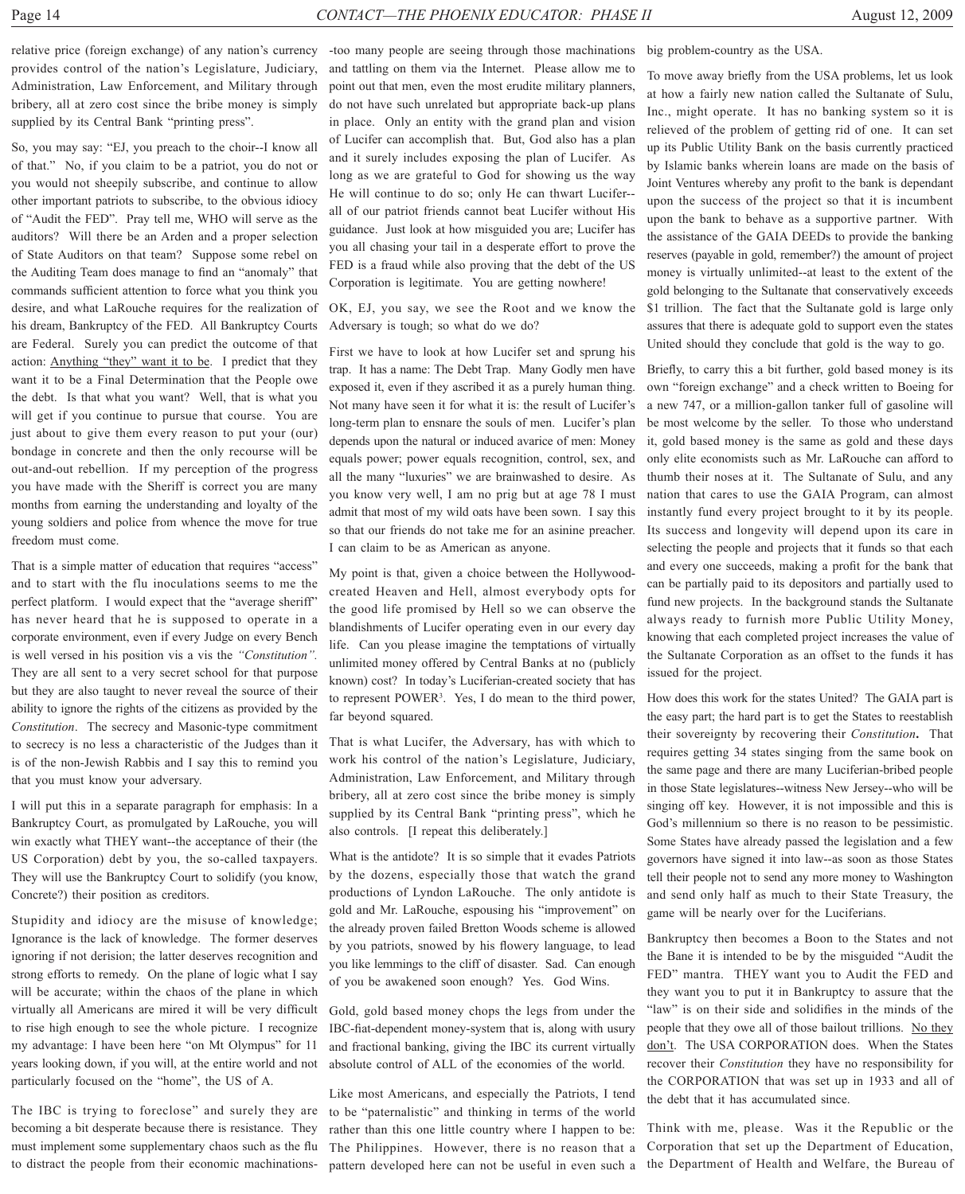relative price (foreign exchange) of any nation's currency provides control of the nation's Legislature, Judiciary, Administration, Law Enforcement, and Military through bribery, all at zero cost since the bribe money is simply supplied by its Central Bank "printing press".

So, you may say: "EJ, you preach to the choir--I know all of that." No, if you claim to be a patriot, you do not or you would not sheepily subscribe, and continue to allow other important patriots to subscribe, to the obvious idiocy of "Audit the FED". Pray tell me, WHO will serve as the auditors? Will there be an Arden and a proper selection of State Auditors on that team? Suppose some rebel on the Auditing Team does manage to find an "anomaly" that commands sufficient attention to force what you think you desire, and what LaRouche requires for the realization of his dream, Bankruptcy of the FED. All Bankruptcy Courts are Federal. Surely you can predict the outcome of that action: Anything "they" want it to be. I predict that they want it to be a Final Determination that the People owe the debt. Is that what you want? Well, that is what you will get if you continue to pursue that course. You are just about to give them every reason to put your (our) bondage in concrete and then the only recourse will be out-and-out rebellion. If my perception of the progress you have made with the Sheriff is correct you are many months from earning the understanding and loyalty of the young soldiers and police from whence the move for true freedom must come.

That is a simple matter of education that requires "access" and to start with the flu inoculations seems to me the perfect platform. I would expect that the "average sheriff" has never heard that he is supposed to operate in a corporate environment, even if every Judge on every Bench is well versed in his position vis a vis the *"Constitution"*. They are all sent to a very secret school for that purpose but they are also taught to never reveal the source of their ability to ignore the rights of the citizens as provided by the *Constitution*. The secrecy and Masonic-type commitment to secrecy is no less a characteristic of the Judges than it is of the non-Jewish Rabbis and I say this to remind you that you must know your adversary.

I will put this in a separate paragraph for emphasis: In a Bankruptcy Court, as promulgated by LaRouche, you will win exactly what THEY want--the acceptance of their (the US Corporation) debt by you, the so-called taxpayers. They will use the Bankruptcy Court to solidify (you know, Concrete?) their position as creditors.

Stupidity and idiocy are the misuse of knowledge; Ignorance is the lack of knowledge. The former deserves ignoring if not derision; the latter deserves recognition and strong efforts to remedy. On the plane of logic what I say will be accurate; within the chaos of the plane in which virtually all Americans are mired it will be very difficult to rise high enough to see the whole picture. I recognize my advantage: I have been here "on Mt Olympus" for 11 years looking down, if you will, at the entire world and not particularly focused on the "home", the US of A.

The IBC is trying to foreclose" and surely they are becoming a bit desperate because there is resistance. They must implement some supplementary chaos such as the flu to distract the people from their economic machinations--too many people are seeing through those machinations and tattling on them via the Internet. Please allow me to point out that men, even the most erudite military planners, do not have such unrelated but appropriate back-up plans in place. Only an entity with the grand plan and vision of Lucifer can accomplish that. But, God also has a plan and it surely includes exposing the plan of Lucifer. As long as we are grateful to God for showing us the way He will continue to do so; only He can thwart Lucifer--all of our patriot friends cannot beat Lucifer without His guidance. Just look at how misguided you are; Lucifer has you all chasing your tail in a desperate effort to prove the FED is a fraud while also proving that the debt of the US Corporation is legitimate. You are getting nowhere!

OK, EJ, you say, we see the Root and we know the Adversary is tough; so what do we do?

First we have to look at how Lucifer set and sprung his trap. It has a name: The Debt Trap. Many Godly men have exposed it, even if they ascribed it as a purely human thing. Not many have seen it for what it is: the result of Lucifer's long-term plan to ensnare the souls of men. Lucifer's plan depends upon the natural or induced avarice of men: Money equals power; power equals recognition, control, sex, and all the many "luxuries" we are brainwashed to desire. As you know very well, I am no prig but at age 78 I must admit that most of my wild oats have been sown. I say this so that our friends do not take me for an asinine preacher. I can claim to be as American as anyone.

My point is that, given a choice between the Hollywood-created Heaven and Hell, almost everybody opts for the good life promised by Hell so we can observe the blandishments of Lucifer operating even in our every day life. Can you please imagine the temptations of virtually unlimited money offered by Central Banks at no (publicly known) cost? In today's Luciferian-created society that has to represent POWER[3]. Yes, I do mean to the third power, far beyond squared.

That is what Lucifer, the Adversary, has with which to work his control of the nation's Legislature, Judiciary, Administration, Law Enforcement, and Military through bribery, all at zero cost since the bribe money is simply supplied by its Central Bank "printing press", which he also controls. [I repeat this deliberately.]

What is the antidote? It is so simple that it evades Patriots by the dozens, especially those that watch the grand productions of Lyndon LaRouche. The only antidote is gold and Mr. LaRouche, espousing his "improvement" on the already proven failed Bretton Woods scheme is allowed by you patriots, snowed by his flowery language, to lead you like lemmings to the cliff of disaster. Sad. Can enough of you be awakened soon enough? Yes. God Wins.

Gold, gold based money chops the legs from under the IBC-fiat-dependent money-system that is, along with usury and fractional banking, giving the IBC its current virtually absolute control of ALL of the economies of the world.

Like most Americans, and especially the Patriots, I tend to be "paternalistic" and thinking in terms of the world rather than this one little country where I happen to be: The Philippines. However, there is no reason that a pattern developed here can not be useful in even such a big problem-country as the USA.

To move away briefly from the USA problems, let us look at how a fairly new nation called the Sultanate of Sulu, Inc., might operate. It has no banking system so it is relieved of the problem of getting rid of one. It can set up its Public Utility Bank on the basis currently practiced by Islamic banks wherein loans are made on the basis of Joint Ventures whereby any profit to the bank is dependant upon the success of the project so that it is incumbent upon the bank to behave as a supportive partner. With the assistance of the GAIA DEEDs to provide the banking reserves (payable in gold, remember?) the amount of project money is virtually unlimited--at least to the extent of the gold belonging to the Sultanate that conservatively exceeds $1 trillion. The fact that the Sultanate gold is large only assures that there is adequate gold to support even the states United should they conclude that gold is the way to go.

Briefly, to carry this a bit further, gold based money is its own "foreign exchange" and a check written to Boeing for a new 747, or a million-gallon tanker full of gasoline will be most welcome by the seller. To those who understand it, gold based money is the same as gold and these days only elite economists such as Mr. LaRouche can afford to thumb their noses at it. The Sultanate of Sulu, and any nation that cares to use the GAIA Program, can almost instantly fund every project brought to it by its people. Its success and longevity will depend upon its care in selecting the people and projects that it funds so that each and every one succeeds, making a profit for the bank that can be partially paid to its depositors and partially used to fund new projects. In the background stands the Sultanate always ready to furnish more Public Utility Money, knowing that each completed project increases the value of the Sultanate Corporation as an offset to the funds it has issued for the project.

How does this work for the states United? The GAIA part is the easy part; the hard part is to get the States to reestablish their sovereignty by recovering their *Constitution***.** That requires getting 34 states singing from the same book on the same page and there are many Luciferian-bribed people in those State legislatures--witness New Jersey--who will be singing off key. However, it is not impossible and this is God's millennium so there is no reason to be pessimistic. Some States have already passed the legislation and a few governors have signed it into law--as soon as those States tell their people not to send any more money to Washington and send only half as much to their State Treasury, the game will be nearly over for the Luciferians.

Bankruptcy then becomes a Boon to the States and not the Bane it is intended to be by the misguided "Audit the FED" mantra. THEY want you to Audit the FED and they want you to put it in Bankruptcy to assure that the "law" is on their side and solidifies in the minds of the people that they owe all of those bailout trillions. No they don't. The USA CORPORATION does. When the States recover their *Constitution* they have no responsibility for the CORPORATION that was set up in 1933 and all of the debt that it has accumulated since.

Think with me, please. Was it the Republic or the Corporation that set up the Department of Education, the Department of Health and Welfare, the Bureau of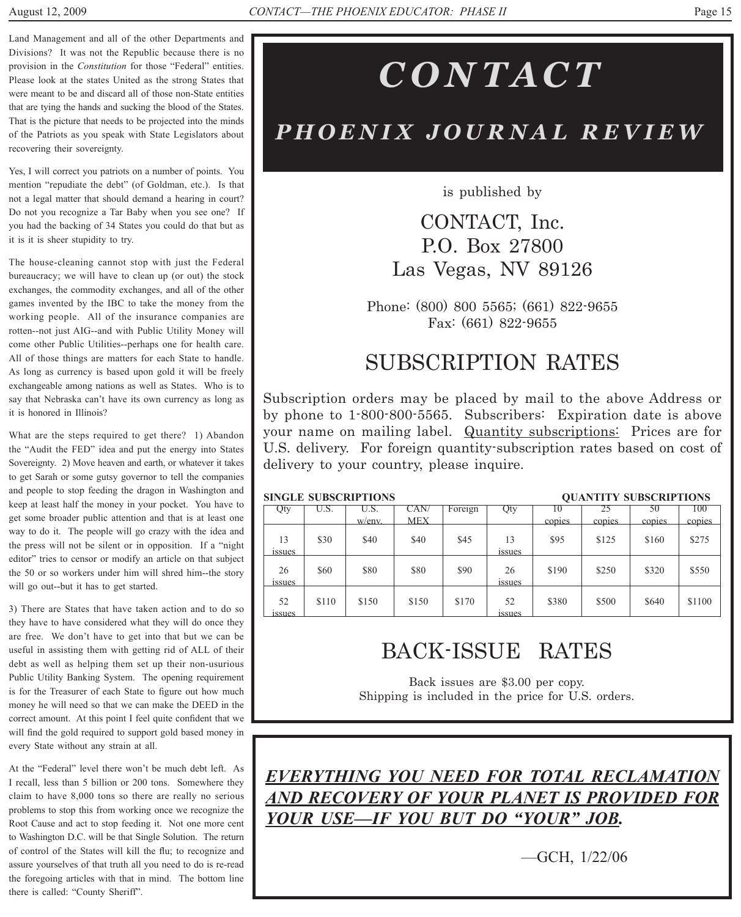Land Management and all of the other Departments and Divisions? It was not the Republic because there is no provision in the *Constitution* for those "Federal" entities. Please look at the states United as the strong States that were meant to be and discard all of those non-State entities that are tying the hands and sucking the blood of the States. That is the picture that needs to be projected into the minds of the Patriots as you speak with State Legislators about recovering their sovereignty.

Yes, I will correct you patriots on a number of points. You mention "repudiate the debt" (of Goldman, etc.). Is that not a legal matter that should demand a hearing in court? Do not you recognize a Tar Baby when you see one? If you had the backing of 34 States you could do that but as it is it is sheer stupidity to try.

The house-cleaning cannot stop with just the Federal bureaucracy; we will have to clean up (or out) the stock exchanges, the commodity exchanges, and all of the other games invented by the IBC to take the money from the working people. All of the insurance companies are rotten--not just AIG--and with Public Utility Money will come other Public Utilities--perhaps one for health care. All of those things are matters for each State to handle. As long as currency is based upon gold it will be freely exchangeable among nations as well as States. Who is to say that Nebraska can't have its own currency as long as it is honored in Illinois?

What are the steps required to get there? 1) Abandon the "Audit the FED" idea and put the energy into States Sovereignty. 2) Move heaven and earth, or whatever it takes to get Sarah or some gutsy governor to tell the companies and people to stop feeding the dragon in Washington and keep at least half the money in your pocket. You have to get some broader public attention and that is at least one way to do it. The people will go crazy with the idea and the press will not be silent or in opposition. If a "night editor" tries to censor or modify an article on that subject the 50 or so workers under him will shred him--the story will go out--but it has to get started.

3) There are States that have taken action and to do so they have to have considered what they will do once they are free. We don't have to get into that but we can be useful in assisting them with getting rid of ALL of their debt as well as helping them set up their non-usurious Public Utility Banking System. The opening requirement is for the Treasurer of each State to figure out how much money he will need so that we can make the DEED in the correct amount. At this point I feel quite confident that we will find the gold required to support gold based money in every State without any strain at all.

At the "Federal" level there won't be much debt left. As I recall, less than 5 billion or 200 tons. Somewhere they claim to have 8,000 tons so there are really no serious problems to stop this from working once we recognize the Root Cause and act to stop feeding it. Not one more cent to Washington D.C. will be that Single Solution. The return of control of the States will kill the flu; to recognize and assure yourselves of that truth all you need to do is re-read the foregoing articles with that in mind. The bottom line there is called: "County Sheriff".

# *CONTACT*

## *PHOENIX JOURNAL REVIEW*

is published by

CONTACT, Inc.
P.O. Box 27800
Las Vegas, NV 89126

Phone: (800) 800 5565; (661) 822-9655
Fax: (661) 822-9655

## SUBSCRIPTION RATES

Subscription orders may be placed by mail to the above Address or by phone to 1-800-800-5565. Subscribers: Expiration date is above your name on mailing label. Quantity subscriptions: Prices are for U.S. delivery. For foreign quantity-subscription rates based on cost of delivery to your country, please inquire.

| SINGLE SUBSCRIPTIONS | | | | | QUANTITY SUBSCRIPTIONS | | | | |
|---|---|---|---|---|---|---|---|---|---|
| Qty | U.S. | U.S. w/env. | CAN/ MEX | Foreign | Qty | 10 copies | 25 copies | 50 copies | 100 copies |
| 13 issues | $30 | $40 | $40 | $45 | 13 issues | $95 | $125 | $160 | $275 |
| 26 issues | $60 | $80 | $80 | $90 | 26 issues | $190 | $250 | $320 | $550 |
| 52 issues | $110 | $150 | $150 | $170 | 52 issues | $380 | $500 | $640 | $1100 |

## BACK-ISSUE RATES

Back issues are $3.00 per copy.
Shipping is included in the price for U.S. orders.

***EVERYTHING YOU NEED FOR TOTAL RECLAMATION AND RECOVERY OF YOUR PLANET IS PROVIDED FOR YOUR USE—IF YOU BUT DO "YOUR" JOB.***

—GCH, 1/22/06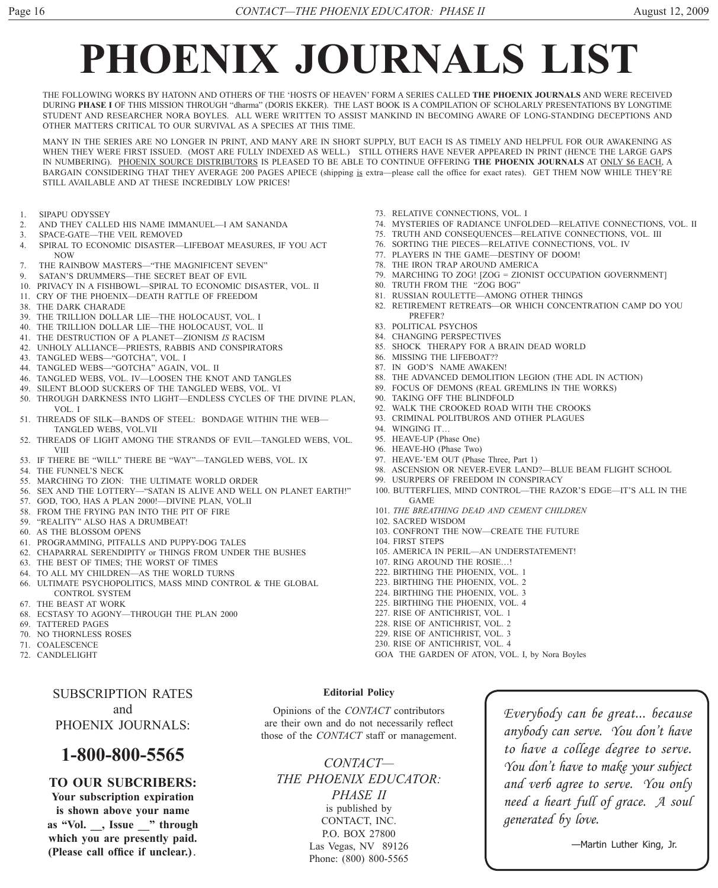# PHOENIX JOURNALS LIST

THE FOLLOWING WORKS BY HATONN AND OTHERS OF THE 'HOSTS OF HEAVEN' FORM A SERIES CALLED **THE PHOENIX JOURNALS** AND WERE RECEIVED DURING **PHASE I** OF THIS MISSION THROUGH "dharma" (DORIS EKKER). THE LAST BOOK IS A COMPILATION OF SCHOLARLY PRESENTATIONS BY LONGTIME STUDENT AND RESEARCHER NORA BOYLES. ALL WERE WRITTEN TO ASSIST MANKIND IN BECOMING AWARE OF LONG-STANDING DECEPTIONS AND OTHER MATTERS CRITICAL TO OUR SURVIVAL AS A SPECIES AT THIS TIME.

MANY IN THE SERIES ARE NO LONGER IN PRINT, AND MANY ARE IN SHORT SUPPLY, BUT EACH IS AS TIMELY AND HELPFUL FOR OUR AWAKENING AS WHEN THEY WERE FIRST ISSUED. (MOST ARE FULLY INDEXED AS WELL.) STILL OTHERS HAVE NEVER APPEARED IN PRINT (HENCE THE LARGE GAPS IN NUMBERING). PHOENIX SOURCE DISTRIBUTORS IS PLEASED TO BE ABLE TO CONTINUE OFFERING **THE PHOENIX JOURNALS** AT ONLY $6 EACH, A BARGAIN CONSIDERING THAT THEY AVERAGE 200 PAGES APIECE (shipping is extra—please call the office for exact rates). GET THEM NOW WHILE THEY'RE STILL AVAILABLE AND AT THESE INCREDIBLY LOW PRICES!

1. SIPAPU ODYSSEY
2. AND THEY CALLED HIS NAME IMMANUEL—I AM SANANDA
3. SPACE-GATE—THE VEIL REMOVED
4. SPIRAL TO ECONOMIC DISASTER—LIFEBOAT MEASURES, IF YOU ACT NOW
7. THE RAINBOW MASTERS—"THE MAGNIFICENT SEVEN"
9. SATAN'S DRUMMERS—THE SECRET BEAT OF EVIL
10. PRIVACY IN A FISHBOWL—SPIRAL TO ECONOMIC DISASTER, VOL. II
11. CRY OF THE PHOENIX—DEATH RATTLE OF FREEDOM
38. THE DARK CHARADE
39. THE TRILLION DOLLAR LIE—THE HOLOCAUST, VOL. I
40. THE TRILLION DOLLAR LIE—THE HOLOCAUST, VOL. II
41. THE DESTRUCTION OF A PLANET—ZIONISM *IS* RACISM
42. UNHOLY ALLIANCE—PRIESTS, RABBIS AND CONSPIRATORS
43. TANGLED WEBS—"GOTCHA", VOL. I
44. TANGLED WEBS—"GOTCHA" AGAIN, VOL. II
46. TANGLED WEBS, VOL. IV—LOOSEN THE KNOT AND TANGLES
49. SILENT BLOOD SUCKERS OF THE TANGLED WEBS, VOL. VI
50. THROUGH DARKNESS INTO LIGHT—ENDLESS CYCLES OF THE DIVINE PLAN, VOL. I
51. THREADS OF SILK—BANDS OF STEEL: BONDAGE WITHIN THE WEB—TANGLED WEBS, VOL.VII
52. THREADS OF LIGHT AMONG THE STRANDS OF EVIL—TANGLED WEBS, VOL. VIII
53. IF THERE BE "WILL" THERE BE "WAY"—TANGLED WEBS, VOL. IX
54. THE FUNNEL'S NECK
55. MARCHING TO ZION: THE ULTIMATE WORLD ORDER
56. SEX AND THE LOTTERY—"SATAN IS ALIVE AND WELL ON PLANET EARTH!"
57. GOD, TOO, HAS A PLAN 2000!—DIVINE PLAN, VOL.II
58. FROM THE FRYING PAN INTO THE PIT OF FIRE
59. "REALITY" ALSO HAS A DRUMBEAT!
60. AS THE BLOSSOM OPENS
61. PROGRAMMING, PITFALLS AND PUPPY-DOG TALES
62. CHAPARRAL SERENDIPITY or THINGS FROM UNDER THE BUSHES
63. THE BEST OF TIMES; THE WORST OF TIMES
64. TO ALL MY CHILDREN—AS THE WORLD TURNS
66. ULTIMATE PSYCHOPOLITICS, MASS MIND CONTROL & THE GLOBAL CONTROL SYSTEM
67. THE BEAST AT WORK
68. ECSTASY TO AGONY—THROUGH THE PLAN 2000
69. TATTERED PAGES
70. NO THORNLESS ROSES
71. COALESCENCE
72. CANDLELIGHT
73. RELATIVE CONNECTIONS, VOL. I
74. MYSTERIES OF RADIANCE UNFOLDED—RELATIVE CONNECTIONS, VOL. II
75. TRUTH AND CONSEQUENCES—RELATIVE CONNECTIONS, VOL. III
76. SORTING THE PIECES—RELATIVE CONNECTIONS, VOL. IV
77. PLAYERS IN THE GAME—DESTINY OF DOOM!
78. THE IRON TRAP AROUND AMERICA
79. MARCHING TO ZOG! [ZOG = ZIONIST OCCUPATION GOVERNMENT]
80. TRUTH FROM THE "ZOG BOG"
81. RUSSIAN ROULETTE—AMONG OTHER THINGS
82. RETIREMENT RETREATS—OR WHICH CONCENTRATION CAMP DO YOU PREFER?
83. POLITICAL PSYCHOS
84. CHANGING PERSPECTIVES
85. SHOCK THERAPY FOR A BRAIN DEAD WORLD
86. MISSING THE LIFEBOAT??
87. IN GOD'S NAME AWAKEN!
88. THE ADVANCED DEMOLITION LEGION (THE ADL IN ACTION)
89. FOCUS OF DEMONS (REAL GREMLINS IN THE WORKS)
90. TAKING OFF THE BLINDFOLD
92. WALK THE CROOKED ROAD WITH THE CROOKS
93. CRIMINAL POLITBUROS AND OTHER PLAGUES
94. WINGING IT…
95. HEAVE-UP (Phase One)
96. HEAVE-HO (Phase Two)
97. HEAVE-'EM OUT (Phase Three, Part 1)
98. ASCENSION OR NEVER-EVER LAND?—BLUE BEAM FLIGHT SCHOOL
99. USURPERS OF FREEDOM IN CONSPIRACY
100. BUTTERFLIES, MIND CONTROL—THE RAZOR'S EDGE—IT'S ALL IN THE GAME
101. *THE BREATHING DEAD AND CEMENT CHILDREN*
102. SACRED WISDOM
103. CONFRONT THE NOW—CREATE THE FUTURE
104. FIRST STEPS
105. AMERICA IN PERIL—AN UNDERSTATEMENT!
107. RING AROUND THE ROSIE…!
222. BIRTHING THE PHOENIX, VOL. 1
223. BIRTHING THE PHOENIX, VOL. 2
224. BIRTHING THE PHOENIX, VOL. 3
225. BIRTHING THE PHOENIX, VOL. 4
227. RISE OF ANTICHRIST, VOL. 1
228. RISE OF ANTICHRIST, VOL. 2
229. RISE OF ANTICHRIST, VOL. 3
230. RISE OF ANTICHRIST, VOL. 4

GOA THE GARDEN OF ATON, VOL. I, by Nora Boyles

SUBSCRIPTION RATES
and
PHOENIX JOURNALS:

## 1-800-800-5565

**TO OUR SUBCRIBERS:**
**Your subscription expiration is shown above your name as "Vol. __, Issue __" through which you are presently paid. (Please call office if unclear.)**.

**Editorial Policy**

Opinions of the *CONTACT* contributors are their own and do not necessarily reflect those of the *CONTACT* staff or management.

*CONTACT—*
*THE PHOENIX EDUCATOR:*
*PHASE II*
is published by
CONTACT, INC.
P.O. BOX 27800
Las Vegas, NV 89126
Phone: (800) 800-5565

*Everybody can be great… because anybody can serve. You don't have to have a college degree to serve. You don't have to make your subject and verb agree to serve. You only need a heart full of grace. A soul generated by love.*

—Martin Luther King, Jr.